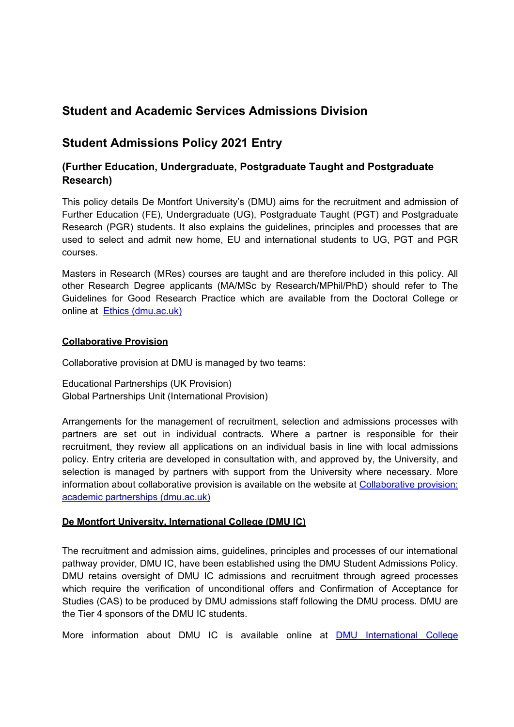## Student and Academic Services Admissions Division

## Student Admissions Policy 2021 Entry

### (Further Education, Undergraduate, Postgraduate Taught and Postgraduate Research)

This policy details De Montfort University's (DMU) aims for the recruitment and admission of Further Education (FE), Undergraduate (UG), Postgraduate Taught (PGT) and Postgraduate Research (PGR) students. It also explains the guidelines, principles and processes that are used to select and admit new home, EU and international students to UG, PGT and PGR courses.

Masters in Research (MRes) courses are taught and are therefore included in this policy. All other Research Degree applicants (MA/MSc by Research/MPhil/PhD) should refer to The Guidelines for Good Research Practice which are available from the Doctoral College or online at [Ethics (dmu.ac.uk)]

**Collaborative Provision**

Collaborative provision at DMU is managed by two teams:

Educational Partnerships (UK Provision)
Global Partnerships Unit (International Provision)

Arrangements for the management of recruitment, selection and admissions processes with partners are set out in individual contracts. Where a partner is responsible for their recruitment, they review all applications on an individual basis in line with local admissions policy. Entry criteria are developed in consultation with, and approved by, the University, and selection is managed by partners with support from the University where necessary. More information about collaborative provision is available on the website at [Collaborative provision: academic partnerships (dmu.ac.uk)]

**De Montfort University, International College (DMU IC)**

The recruitment and admission aims, guidelines, principles and processes of our international pathway provider, DMU IC, have been established using the DMU Student Admissions Policy. DMU retains oversight of DMU IC admissions and recruitment through agreed processes which require the verification of unconditional offers and Confirmation of Acceptance for Studies (CAS) to be produced by DMU admissions staff following the DMU process. DMU are the Tier 4 sponsors of the DMU IC students.

More information about DMU IC is available online at [DMU International College]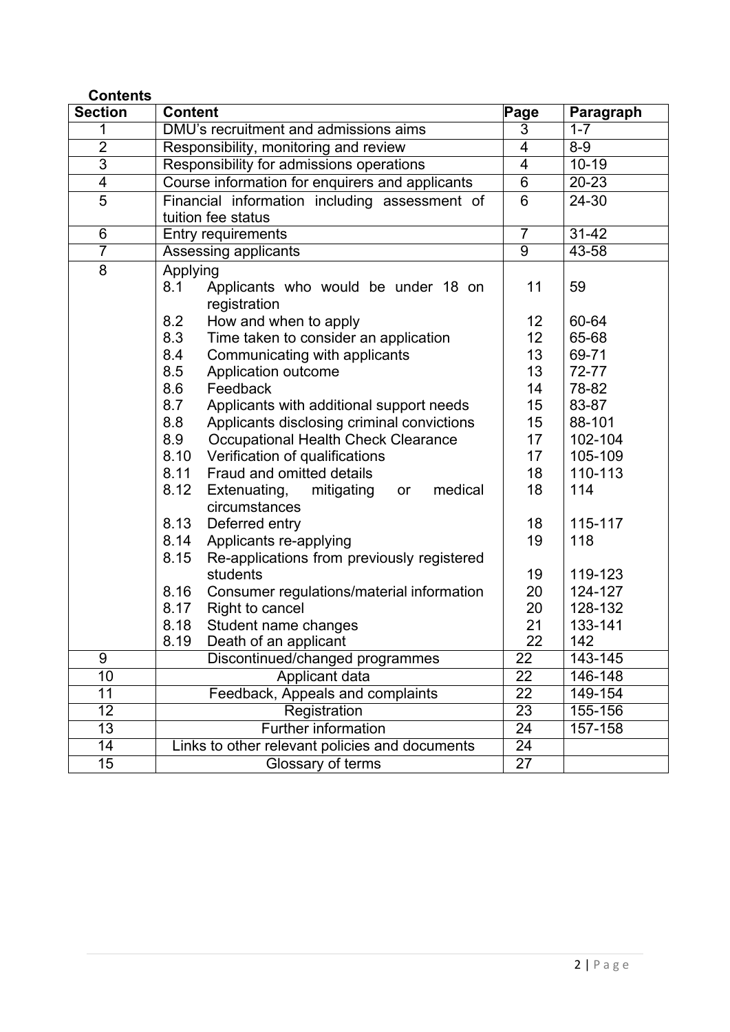**Contents**

| Section | Content | Page | Paragraph |
|---|---|---|---|
| 1 | DMU's recruitment and admissions aims | 3 | 1-7 |
| 2 | Responsibility, monitoring and review | 4 | 8-9 |
| 3 | Responsibility for admissions operations | 4 | 10-19 |
| 4 | Course information for enquirers and applicants | 6 | 20-23 |
| 5 | Financial information including assessment of tuition fee status | 6 | 24-30 |
| 6 | Entry requirements | 7 | 31-42 |
| 7 | Assessing applicants | 9 | 43-58 |
| 8 | Applying | | |
| | 8.1 Applicants who would be under 18 on registration | 11 | 59 |
| | 8.2 How and when to apply | 12 | 60-64 |
| | 8.3 Time taken to consider an application | 12 | 65-68 |
| | 8.4 Communicating with applicants | 13 | 69-71 |
| | 8.5 Application outcome | 13 | 72-77 |
| | 8.6 Feedback | 14 | 78-82 |
| | 8.7 Applicants with additional support needs | 15 | 83-87 |
| | 8.8 Applicants disclosing criminal convictions | 15 | 88-101 |
| | 8.9 Occupational Health Check Clearance | 17 | 102-104 |
| | 8.10 Verification of qualifications | 17 | 105-109 |
| | 8.11 Fraud and omitted details | 18 | 110-113 |
| | 8.12 Extenuating, mitigating or medical circumstances | 18 | 114 |
| | 8.13 Deferred entry | 18 | 115-117 |
| | 8.14 Applicants re-applying | 19 | 118 |
| | 8.15 Re-applications from previously registered students | 19 | 119-123 |
| | 8.16 Consumer regulations/material information | 20 | 124-127 |
| | 8.17 Right to cancel | 20 | 128-132 |
| | 8.18 Student name changes | 21 | 133-141 |
| | 8.19 Death of an applicant | 22 | 142 |
| 9 | Discontinued/changed programmes | 22 | 143-145 |
| 10 | Applicant data | 22 | 146-148 |
| 11 | Feedback, Appeals and complaints | 22 | 149-154 |
| 12 | Registration | 23 | 155-156 |
| 13 | Further information | 24 | 157-158 |
| 14 | Links to other relevant policies and documents | 24 | |
| 15 | Glossary of terms | 27 | |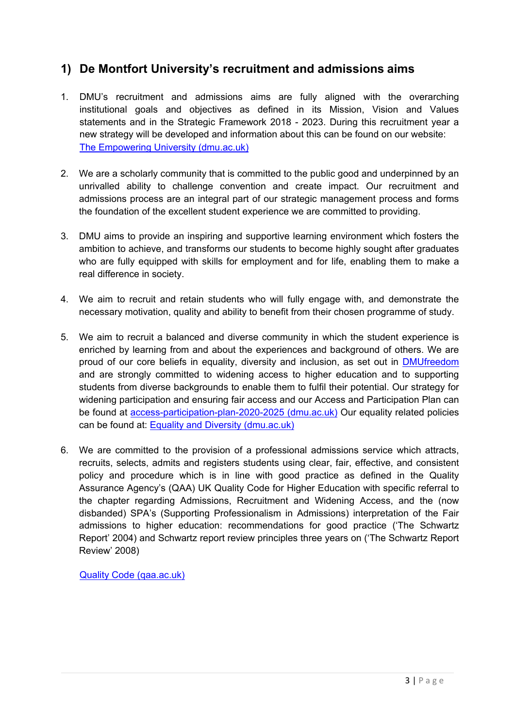## 1) De Montfort University's recruitment and admissions aims

1. DMU's recruitment and admissions aims are fully aligned with the overarching institutional goals and objectives as defined in its Mission, Vision and Values statements and in the Strategic Framework 2018 - 2023. During this recruitment year a new strategy will be developed and information about this can be found on our website: [The Empowering University (dmu.ac.uk)]()

2. We are a scholarly community that is committed to the public good and underpinned by an unrivalled ability to challenge convention and create impact. Our recruitment and admissions process are an integral part of our strategic management process and forms the foundation of the excellent student experience we are committed to providing.

3. DMU aims to provide an inspiring and supportive learning environment which fosters the ambition to achieve, and transforms our students to become highly sought after graduates who are fully equipped with skills for employment and for life, enabling them to make a real difference in society.

4. We aim to recruit and retain students who will fully engage with, and demonstrate the necessary motivation, quality and ability to benefit from their chosen programme of study.

5. We aim to recruit a balanced and diverse community in which the student experience is enriched by learning from and about the experiences and background of others. We are proud of our core beliefs in equality, diversity and inclusion, as set out in DMUfreedom and are strongly committed to widening access to higher education and to supporting students from diverse backgrounds to enable them to fulfil their potential. Our strategy for widening participation and ensuring fair access and our Access and Participation Plan can be found at access-participation-plan-2020-2025 (dmu.ac.uk) Our equality related policies can be found at: Equality and Diversity (dmu.ac.uk)

6. We are committed to the provision of a professional admissions service which attracts, recruits, selects, admits and registers students using clear, fair, effective, and consistent policy and procedure which is in line with good practice as defined in the Quality Assurance Agency's (QAA) UK Quality Code for Higher Education with specific referral to the chapter regarding Admissions, Recruitment and Widening Access, and the (now disbanded) SPA's (Supporting Professionalism in Admissions) interpretation of the Fair admissions to higher education: recommendations for good practice ('The Schwartz Report' 2004) and Schwartz report review principles three years on ('The Schwartz Report Review' 2008)

   Quality Code (qaa.ac.uk)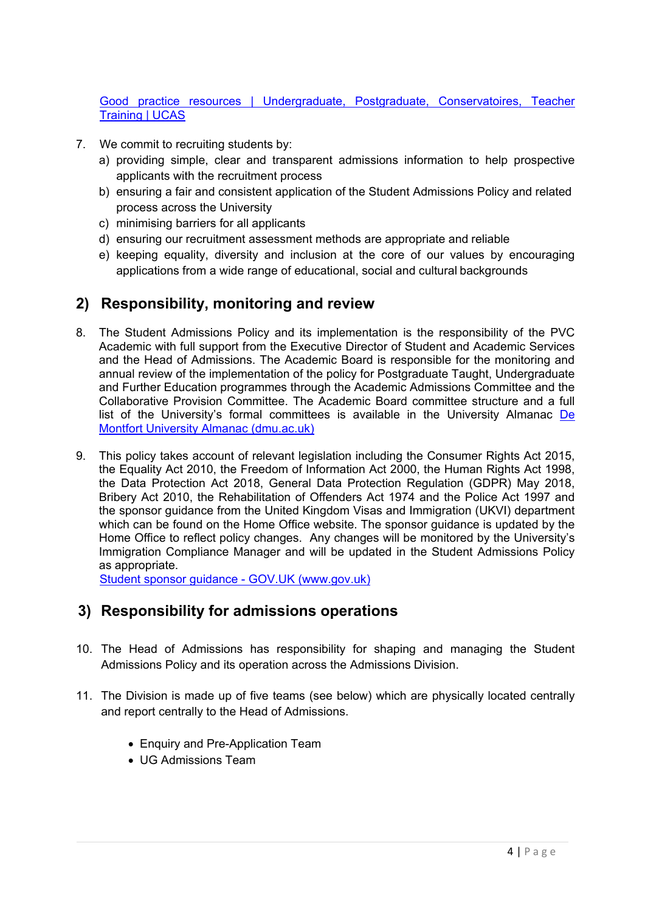[Good practice resources | Undergraduate, Postgraduate, Conservatoires, Teacher Training | UCAS](https://www.ucas.com)

7. We commit to recruiting students by:
   a) providing simple, clear and transparent admissions information to help prospective applicants with the recruitment process
   b) ensuring a fair and consistent application of the Student Admissions Policy and related process across the University
   c) minimising barriers for all applicants
   d) ensuring our recruitment assessment methods are appropriate and reliable
   e) keeping equality, diversity and inclusion at the core of our values by encouraging applications from a wide range of educational, social and cultural backgrounds

## 2) Responsibility, monitoring and review

8. The Student Admissions Policy and its implementation is the responsibility of the PVC Academic with full support from the Executive Director of Student and Academic Services and the Head of Admissions. The Academic Board is responsible for the monitoring and annual review of the implementation of the policy for Postgraduate Taught, Undergraduate and Further Education programmes through the Academic Admissions Committee and the Collaborative Provision Committee. The Academic Board committee structure and a full list of the University's formal committees is available in the University Almanac [De Montfort University Almanac (dmu.ac.uk)](https://www.dmu.ac.uk)

9. This policy takes account of relevant legislation including the Consumer Rights Act 2015, the Equality Act 2010, the Freedom of Information Act 2000, the Human Rights Act 1998, the Data Protection Act 2018, General Data Protection Regulation (GDPR) May 2018, Bribery Act 2010, the Rehabilitation of Offenders Act 1974 and the Police Act 1997 and the sponsor guidance from the United Kingdom Visas and Immigration (UKVI) department which can be found on the Home Office website. The sponsor guidance is updated by the Home Office to reflect policy changes. Any changes will be monitored by the University's Immigration Compliance Manager and will be updated in the Student Admissions Policy as appropriate.
   [Student sponsor guidance - GOV.UK (www.gov.uk)](https://www.gov.uk)

## 3) Responsibility for admissions operations

10. The Head of Admissions has responsibility for shaping and managing the Student Admissions Policy and its operation across the Admissions Division.

11. The Division is made up of five teams (see below) which are physically located centrally and report centrally to the Head of Admissions.

    - Enquiry and Pre-Application Team
    - UG Admissions Team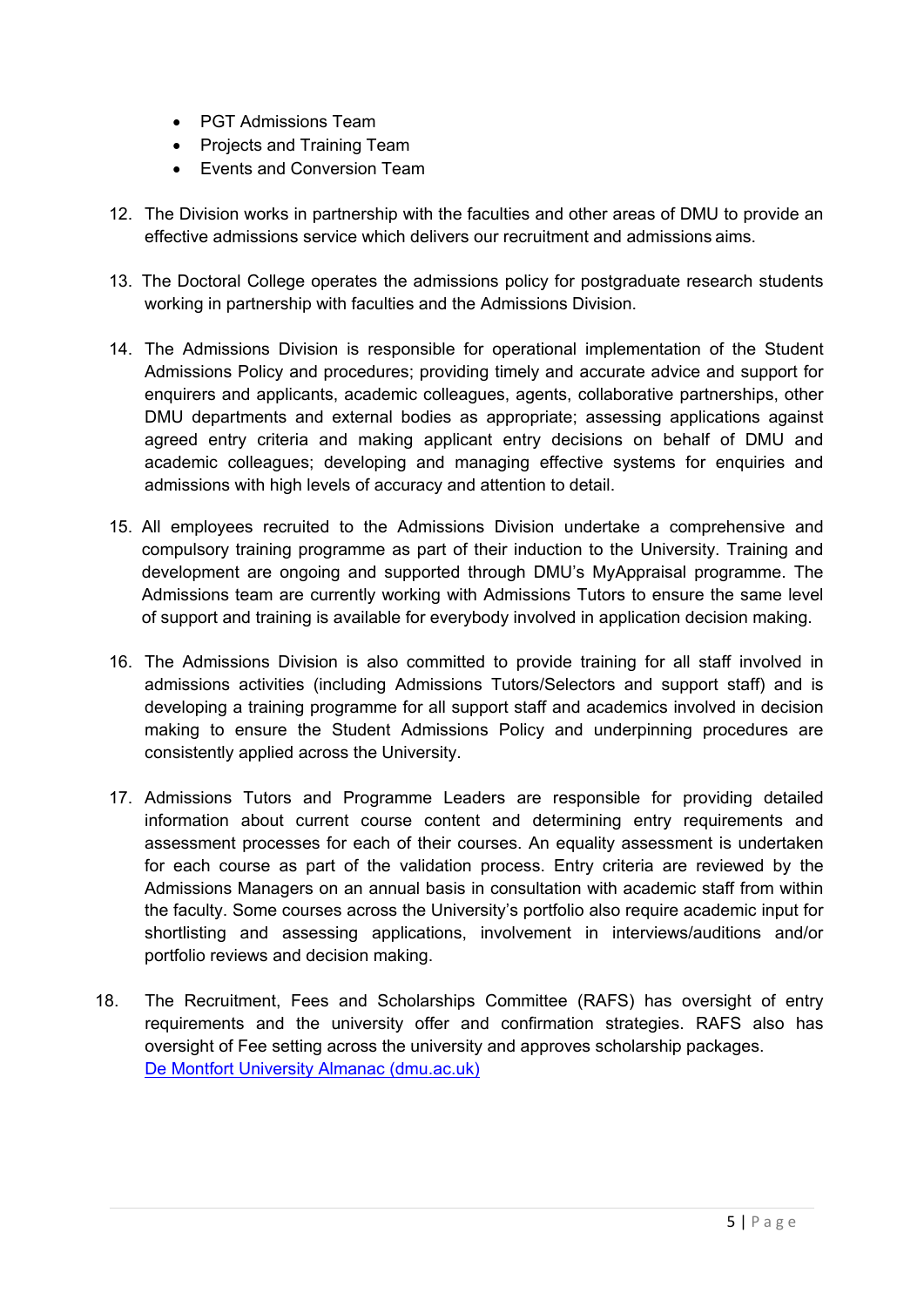- PGT Admissions Team
- Projects and Training Team
- Events and Conversion Team

12. The Division works in partnership with the faculties and other areas of DMU to provide an effective admissions service which delivers our recruitment and admissions aims.

13. The Doctoral College operates the admissions policy for postgraduate research students working in partnership with faculties and the Admissions Division.

14. The Admissions Division is responsible for operational implementation of the Student Admissions Policy and procedures; providing timely and accurate advice and support for enquirers and applicants, academic colleagues, agents, collaborative partnerships, other DMU departments and external bodies as appropriate; assessing applications against agreed entry criteria and making applicant entry decisions on behalf of DMU and academic colleagues; developing and managing effective systems for enquiries and admissions with high levels of accuracy and attention to detail.

15. All employees recruited to the Admissions Division undertake a comprehensive and compulsory training programme as part of their induction to the University. Training and development are ongoing and supported through DMU's MyAppraisal programme. The Admissions team are currently working with Admissions Tutors to ensure the same level of support and training is available for everybody involved in application decision making.

16. The Admissions Division is also committed to provide training for all staff involved in admissions activities (including Admissions Tutors/Selectors and support staff) and is developing a training programme for all support staff and academics involved in decision making to ensure the Student Admissions Policy and underpinning procedures are consistently applied across the University.

17. Admissions Tutors and Programme Leaders are responsible for providing detailed information about current course content and determining entry requirements and assessment processes for each of their courses. An equality assessment is undertaken for each course as part of the validation process. Entry criteria are reviewed by the Admissions Managers on an annual basis in consultation with academic staff from within the faculty. Some courses across the University's portfolio also require academic input for shortlisting and assessing applications, involvement in interviews/auditions and/or portfolio reviews and decision making.

18. The Recruitment, Fees and Scholarships Committee (RAFS) has oversight of entry requirements and the university offer and confirmation strategies. RAFS also has oversight of Fee setting across the university and approves scholarship packages. [De Montfort University Almanac (dmu.ac.uk)]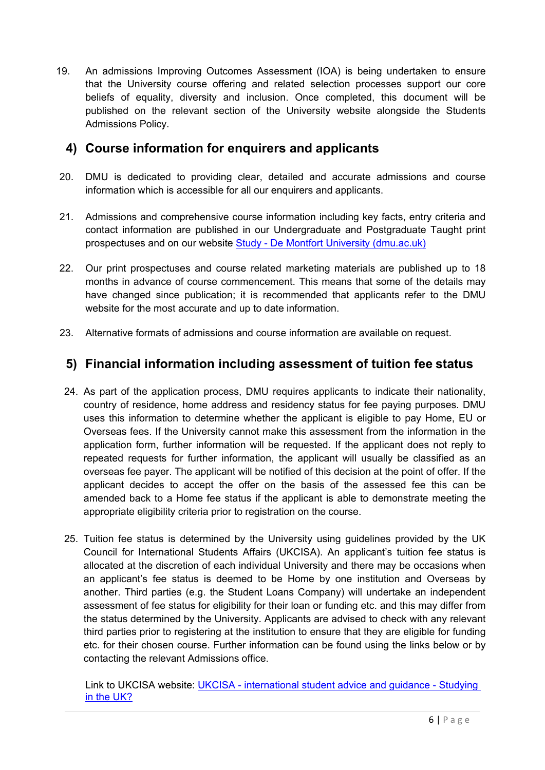19. An admissions Improving Outcomes Assessment (IOA) is being undertaken to ensure that the University course offering and related selection processes support our core beliefs of equality, diversity and inclusion. Once completed, this document will be published on the relevant section of the University website alongside the Students Admissions Policy.

## 4) Course information for enquirers and applicants

20. DMU is dedicated to providing clear, detailed and accurate admissions and course information which is accessible for all our enquirers and applicants.

21. Admissions and comprehensive course information including key facts, entry criteria and contact information are published in our Undergraduate and Postgraduate Taught print prospectuses and on our website [Study - De Montfort University (dmu.ac.uk)]

22. Our print prospectuses and course related marketing materials are published up to 18 months in advance of course commencement. This means that some of the details may have changed since publication; it is recommended that applicants refer to the DMU website for the most accurate and up to date information.

23. Alternative formats of admissions and course information are available on request.

## 5) Financial information including assessment of tuition fee status

24. As part of the application process, DMU requires applicants to indicate their nationality, country of residence, home address and residency status for fee paying purposes. DMU uses this information to determine whether the applicant is eligible to pay Home, EU or Overseas fees. If the University cannot make this assessment from the information in the application form, further information will be requested. If the applicant does not reply to repeated requests for further information, the applicant will usually be classified as an overseas fee payer. The applicant will be notified of this decision at the point of offer. If the applicant decides to accept the offer on the basis of the assessed fee this can be amended back to a Home fee status if the applicant is able to demonstrate meeting the appropriate eligibility criteria prior to registration on the course.

25. Tuition fee status is determined by the University using guidelines provided by the UK Council for International Students Affairs (UKCISA). An applicant's tuition fee status is allocated at the discretion of each individual University and there may be occasions when an applicant's fee status is deemed to be Home by one institution and Overseas by another. Third parties (e.g. the Student Loans Company) will undertake an independent assessment of fee status for eligibility for their loan or funding etc. and this may differ from the status determined by the University. Applicants are advised to check with any relevant third parties prior to registering at the institution to ensure that they are eligible for funding etc. for their chosen course. Further information can be found using the links below or by contacting the relevant Admissions office.

    Link to UKCISA website: [UKCISA - international student advice and guidance - Studying in the UK?]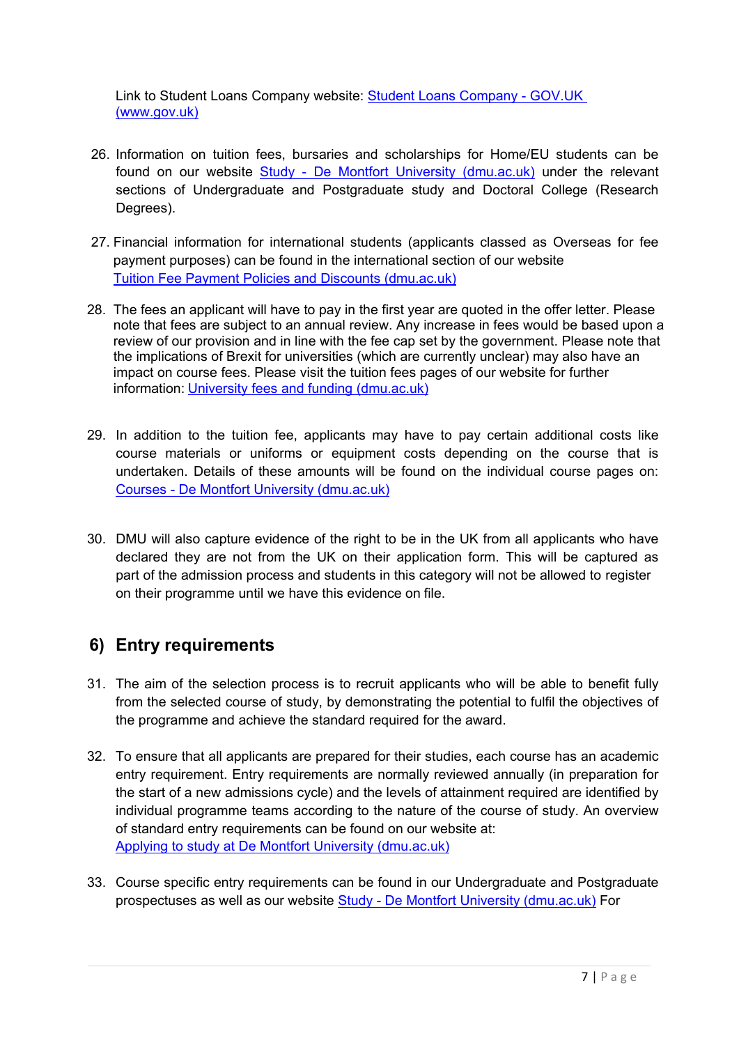Link to Student Loans Company website: [Student Loans Company - GOV.UK (www.gov.uk)]

26. Information on tuition fees, bursaries and scholarships for Home/EU students can be found on our website [Study - De Montfort University (dmu.ac.uk)] under the relevant sections of Undergraduate and Postgraduate study and Doctoral College (Research Degrees).

27. Financial information for international students (applicants classed as Overseas for fee payment purposes) can be found in the international section of our website [Tuition Fee Payment Policies and Discounts (dmu.ac.uk)]

28. The fees an applicant will have to pay in the first year are quoted in the offer letter. Please note that fees are subject to an annual review. Any increase in fees would be based upon a review of our provision and in line with the fee cap set by the government. Please note that the implications of Brexit for universities (which are currently unclear) may also have an impact on course fees. Please visit the tuition fees pages of our website for further information: [University fees and funding (dmu.ac.uk)]

29. In addition to the tuition fee, applicants may have to pay certain additional costs like course materials or uniforms or equipment costs depending on the course that is undertaken. Details of these amounts will be found on the individual course pages on: [Courses - De Montfort University (dmu.ac.uk)]

30. DMU will also capture evidence of the right to be in the UK from all applicants who have declared they are not from the UK on their application form. This will be captured as part of the admission process and students in this category will not be allowed to register on their programme until we have this evidence on file.

## 6) Entry requirements

31. The aim of the selection process is to recruit applicants who will be able to benefit fully from the selected course of study, by demonstrating the potential to fulfil the objectives of the programme and achieve the standard required for the award.

32. To ensure that all applicants are prepared for their studies, each course has an academic entry requirement. Entry requirements are normally reviewed annually (in preparation for the start of a new admissions cycle) and the levels of attainment required are identified by individual programme teams according to the nature of the course of study. An overview of standard entry requirements can be found on our website at: [Applying to study at De Montfort University (dmu.ac.uk)]

33. Course specific entry requirements can be found in our Undergraduate and Postgraduate prospectuses as well as our website [Study - De Montfort University (dmu.ac.uk)] For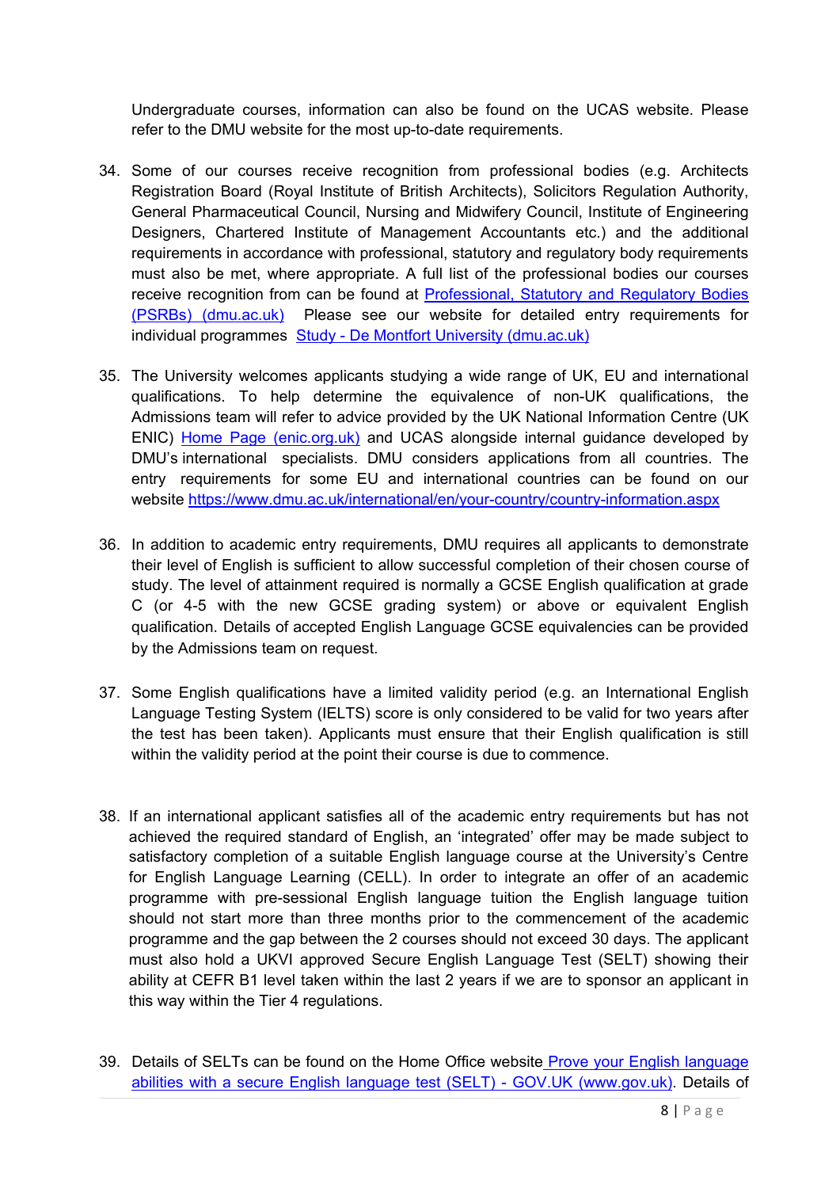Undergraduate courses, information can also be found on the UCAS website. Please refer to the DMU website for the most up-to-date requirements.

34. Some of our courses receive recognition from professional bodies (e.g. Architects Registration Board (Royal Institute of British Architects), Solicitors Regulation Authority, General Pharmaceutical Council, Nursing and Midwifery Council, Institute of Engineering Designers, Chartered Institute of Management Accountants etc.) and the additional requirements in accordance with professional, statutory and regulatory body requirements must also be met, where appropriate. A full list of the professional bodies our courses receive recognition from can be found at [Professional, Statutory and Regulatory Bodies (PSRBs) (dmu.ac.uk)](#) Please see our website for detailed entry requirements for individual programmes [Study - De Montfort University (dmu.ac.uk)](#)

35. The University welcomes applicants studying a wide range of UK, EU and international qualifications. To help determine the equivalence of non-UK qualifications, the Admissions team will refer to advice provided by the UK National Information Centre (UK ENIC) [Home Page (enic.org.uk)](#) and UCAS alongside internal guidance developed by DMU's international specialists. DMU considers applications from all countries. The entry requirements for some EU and international countries can be found on our website https://www.dmu.ac.uk/international/en/your-country/country-information.aspx

36. In addition to academic entry requirements, DMU requires all applicants to demonstrate their level of English is sufficient to allow successful completion of their chosen course of study. The level of attainment required is normally a GCSE English qualification at grade C (or 4-5 with the new GCSE grading system) or above or equivalent English qualification. Details of accepted English Language GCSE equivalencies can be provided by the Admissions team on request.

37. Some English qualifications have a limited validity period (e.g. an International English Language Testing System (IELTS) score is only considered to be valid for two years after the test has been taken). Applicants must ensure that their English qualification is still within the validity period at the point their course is due to commence.

38. If an international applicant satisfies all of the academic entry requirements but has not achieved the required standard of English, an 'integrated' offer may be made subject to satisfactory completion of a suitable English language course at the University's Centre for English Language Learning (CELL). In order to integrate an offer of an academic programme with pre-sessional English language tuition the English language tuition should not start more than three months prior to the commencement of the academic programme and the gap between the 2 courses should not exceed 30 days. The applicant must also hold a UKVI approved Secure English Language Test (SELT) showing their ability at CEFR B1 level taken within the last 2 years if we are to sponsor an applicant in this way within the Tier 4 regulations.

39. Details of SELTs can be found on the Home Office website [Prove your English language abilities with a secure English language test (SELT) - GOV.UK (www.gov.uk)](#). Details of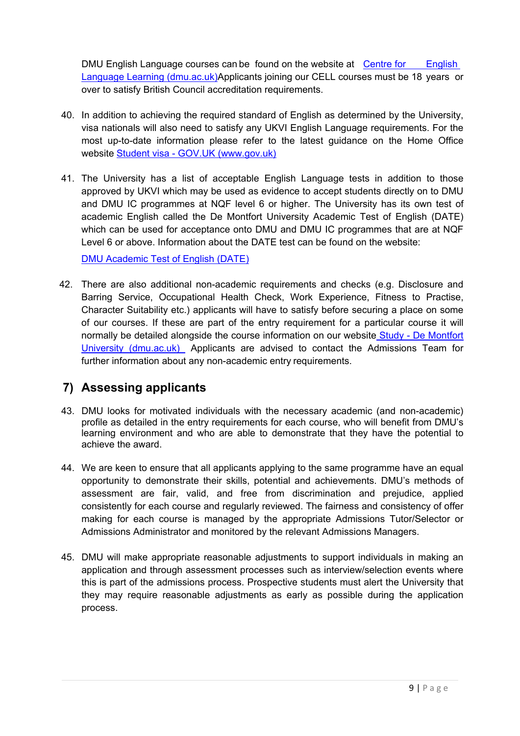DMU English Language courses can be found on the website at Centre for English Language Learning (dmu.ac.uk)Applicants joining our CELL courses must be 18 years or over to satisfy British Council accreditation requirements.

40. In addition to achieving the required standard of English as determined by the University, visa nationals will also need to satisfy any UKVI English Language requirements. For the most up-to-date information please refer to the latest guidance on the Home Office website Student visa - GOV.UK (www.gov.uk)

41. The University has a list of acceptable English Language tests in addition to those approved by UKVI which may be used as evidence to accept students directly on to DMU and DMU IC programmes at NQF level 6 or higher. The University has its own test of academic English called the De Montfort University Academic Test of English (DATE) which can be used for acceptance onto DMU and DMU IC programmes that are at NQF Level 6 or above. Information about the DATE test can be found on the website:

    DMU Academic Test of English (DATE)

42. There are also additional non-academic requirements and checks (e.g. Disclosure and Barring Service, Occupational Health Check, Work Experience, Fitness to Practise, Character Suitability etc.) applicants will have to satisfy before securing a place on some of our courses. If these are part of the entry requirement for a particular course it will normally be detailed alongside the course information on our website Study - De Montfort University (dmu.ac.uk) Applicants are advised to contact the Admissions Team for further information about any non-academic entry requirements.

## 7) Assessing applicants

43. DMU looks for motivated individuals with the necessary academic (and non-academic) profile as detailed in the entry requirements for each course, who will benefit from DMU's learning environment and who are able to demonstrate that they have the potential to achieve the award.

44. We are keen to ensure that all applicants applying to the same programme have an equal opportunity to demonstrate their skills, potential and achievements. DMU's methods of assessment are fair, valid, and free from discrimination and prejudice, applied consistently for each course and regularly reviewed. The fairness and consistency of offer making for each course is managed by the appropriate Admissions Tutor/Selector or Admissions Administrator and monitored by the relevant Admissions Managers.

45. DMU will make appropriate reasonable adjustments to support individuals in making an application and through assessment processes such as interview/selection events where this is part of the admissions process. Prospective students must alert the University that they may require reasonable adjustments as early as possible during the application process.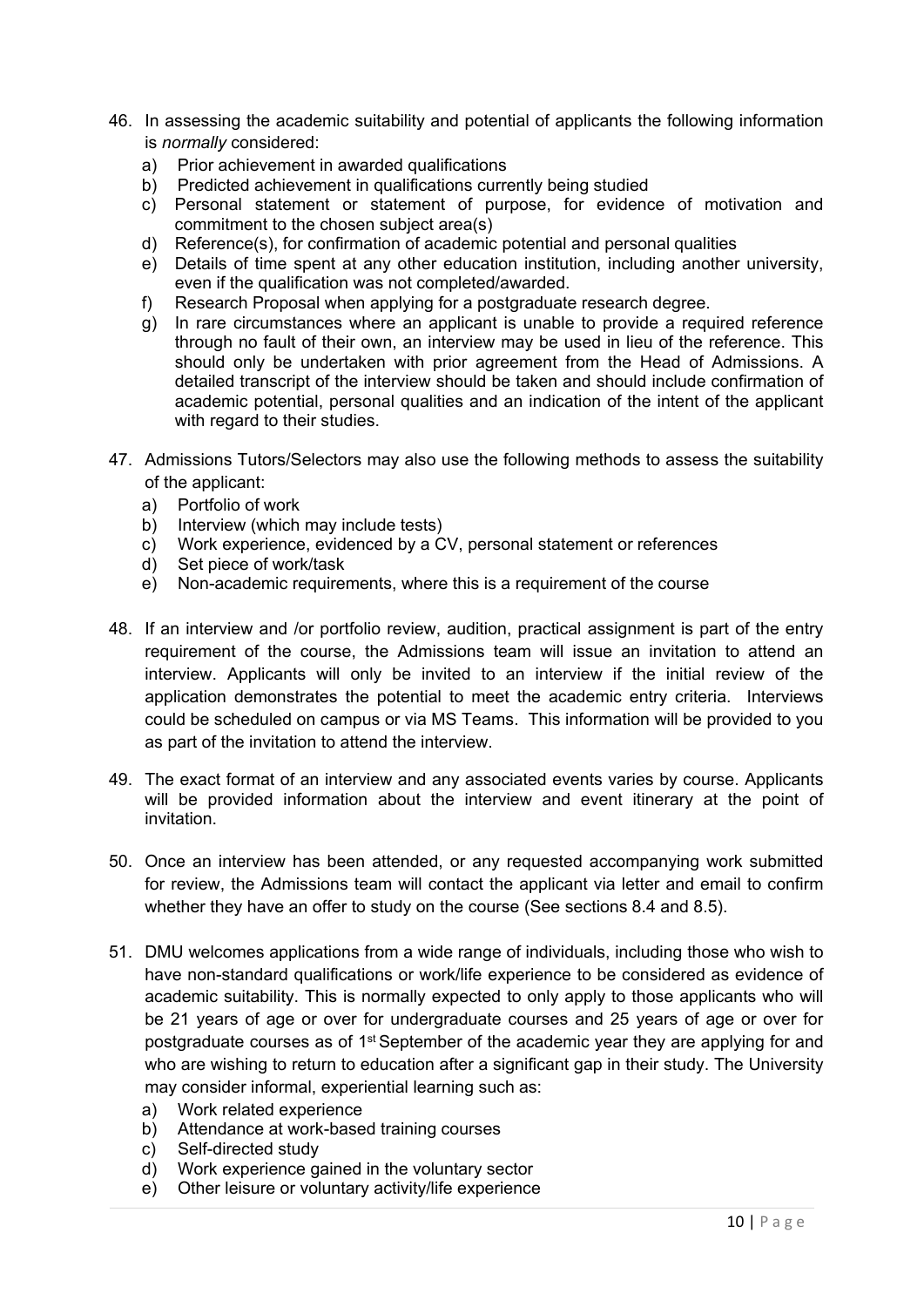46. In assessing the academic suitability and potential of applicants the following information is *normally* considered:
    a) Prior achievement in awarded qualifications
    b) Predicted achievement in qualifications currently being studied
    c) Personal statement or statement of purpose, for evidence of motivation and commitment to the chosen subject area(s)
    d) Reference(s), for confirmation of academic potential and personal qualities
    e) Details of time spent at any other education institution, including another university, even if the qualification was not completed/awarded.
    f) Research Proposal when applying for a postgraduate research degree.
    g) In rare circumstances where an applicant is unable to provide a required reference through no fault of their own, an interview may be used in lieu of the reference. This should only be undertaken with prior agreement from the Head of Admissions. A detailed transcript of the interview should be taken and should include confirmation of academic potential, personal qualities and an indication of the intent of the applicant with regard to their studies.

47. Admissions Tutors/Selectors may also use the following methods to assess the suitability of the applicant:
    a) Portfolio of work
    b) Interview (which may include tests)
    c) Work experience, evidenced by a CV, personal statement or references
    d) Set piece of work/task
    e) Non-academic requirements, where this is a requirement of the course

48. If an interview and /or portfolio review, audition, practical assignment is part of the entry requirement of the course, the Admissions team will issue an invitation to attend an interview. Applicants will only be invited to an interview if the initial review of the application demonstrates the potential to meet the academic entry criteria. Interviews could be scheduled on campus or via MS Teams. This information will be provided to you as part of the invitation to attend the interview.

49. The exact format of an interview and any associated events varies by course. Applicants will be provided information about the interview and event itinerary at the point of invitation.

50. Once an interview has been attended, or any requested accompanying work submitted for review, the Admissions team will contact the applicant via letter and email to confirm whether they have an offer to study on the course (See sections 8.4 and 8.5).

51. DMU welcomes applications from a wide range of individuals, including those who wish to have non-standard qualifications or work/life experience to be considered as evidence of academic suitability. This is normally expected to only apply to those applicants who will be 21 years of age or over for undergraduate courses and 25 years of age or over for postgraduate courses as of 1st September of the academic year they are applying for and who are wishing to return to education after a significant gap in their study. The University may consider informal, experiential learning such as:
    a) Work related experience
    b) Attendance at work-based training courses
    c) Self-directed study
    d) Work experience gained in the voluntary sector
    e) Other leisure or voluntary activity/life experience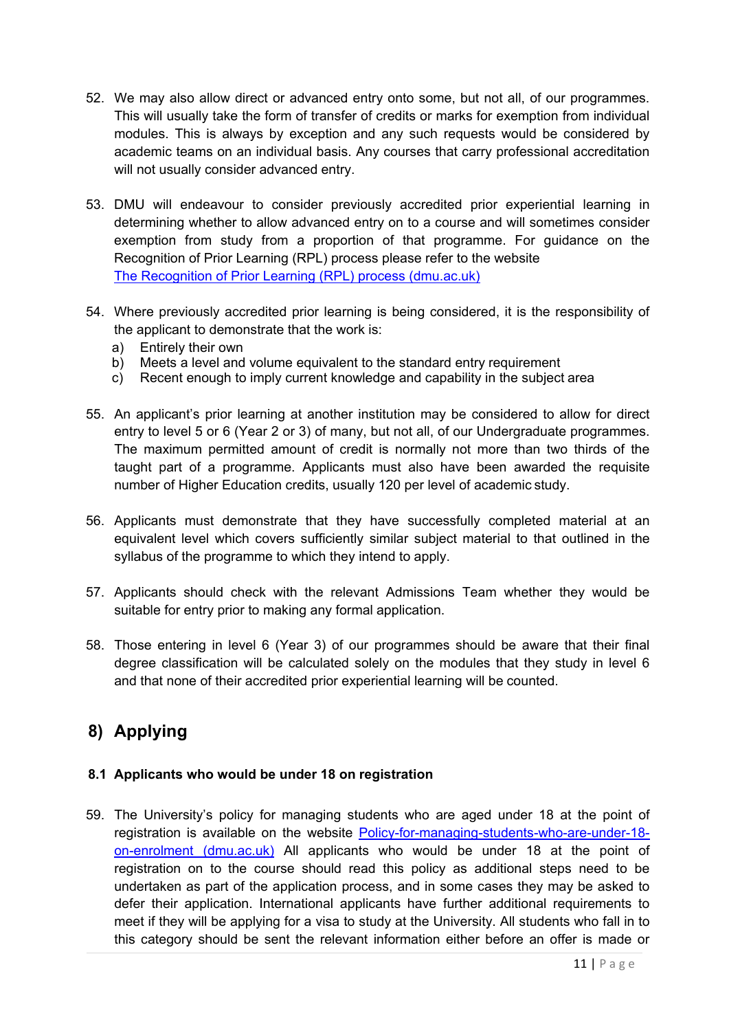52. We may also allow direct or advanced entry onto some, but not all, of our programmes. This will usually take the form of transfer of credits or marks for exemption from individual modules. This is always by exception and any such requests would be considered by academic teams on an individual basis. Any courses that carry professional accreditation will not usually consider advanced entry.

53. DMU will endeavour to consider previously accredited prior experiential learning in determining whether to allow advanced entry on to a course and will sometimes consider exemption from study from a proportion of that programme. For guidance on the Recognition of Prior Learning (RPL) process please refer to the website [The Recognition of Prior Learning (RPL) process (dmu.ac.uk)](dmu.ac.uk)

54. Where previously accredited prior learning is being considered, it is the responsibility of the applicant to demonstrate that the work is:
    a) Entirely their own
    b) Meets a level and volume equivalent to the standard entry requirement
    c) Recent enough to imply current knowledge and capability in the subject area

55. An applicant's prior learning at another institution may be considered to allow for direct entry to level 5 or 6 (Year 2 or 3) of many, but not all, of our Undergraduate programmes. The maximum permitted amount of credit is normally not more than two thirds of the taught part of a programme. Applicants must also have been awarded the requisite number of Higher Education credits, usually 120 per level of academic study.

56. Applicants must demonstrate that they have successfully completed material at an equivalent level which covers sufficiently similar subject material to that outlined in the syllabus of the programme to which they intend to apply.

57. Applicants should check with the relevant Admissions Team whether they would be suitable for entry prior to making any formal application.

58. Those entering in level 6 (Year 3) of our programmes should be aware that their final degree classification will be calculated solely on the modules that they study in level 6 and that none of their accredited prior experiential learning will be counted.

## 8) Applying

### 8.1 Applicants who would be under 18 on registration

59. The University's policy for managing students who are aged under 18 at the point of registration is available on the website [Policy-for-managing-students-who-are-under-18-on-enrolment (dmu.ac.uk)](dmu.ac.uk) All applicants who would be under 18 at the point of registration on to the course should read this policy as additional steps need to be undertaken as part of the application process, and in some cases they may be asked to defer their application. International applicants have further additional requirements to meet if they will be applying for a visa to study at the University. All students who fall in to this category should be sent the relevant information either before an offer is made or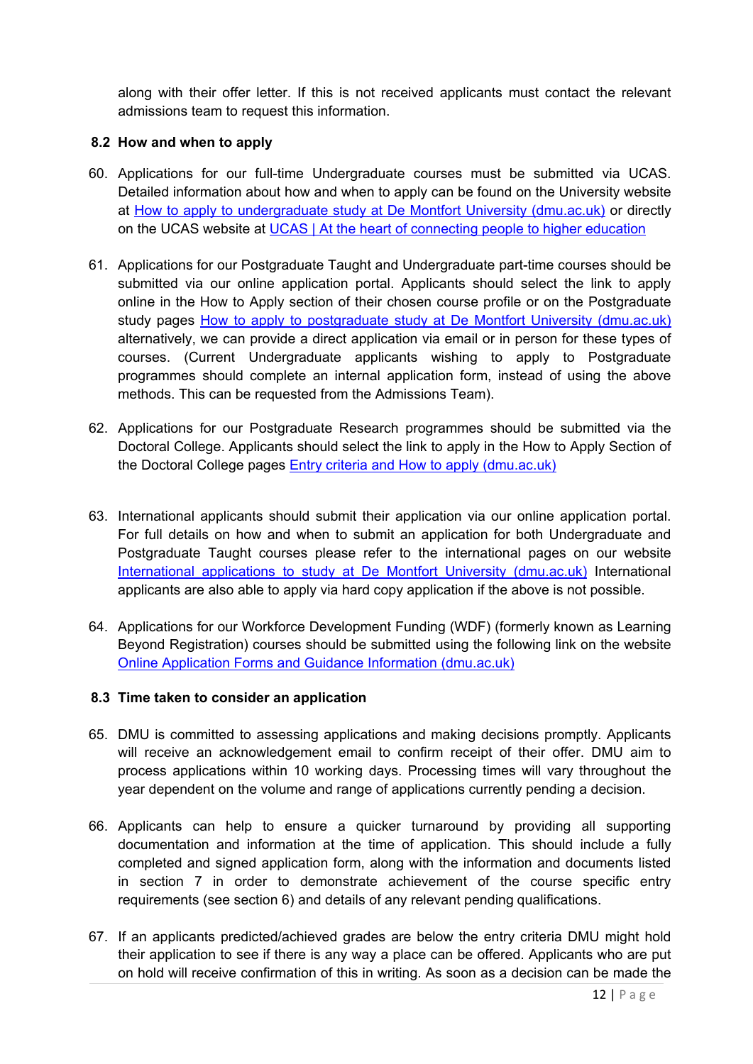along with their offer letter. If this is not received applicants must contact the relevant admissions team to request this information.

### 8.2 How and when to apply

60. Applications for our full-time Undergraduate courses must be submitted via UCAS. Detailed information about how and when to apply can be found on the University website at How to apply to undergraduate study at De Montfort University (dmu.ac.uk) or directly on the UCAS website at UCAS | At the heart of connecting people to higher education

61. Applications for our Postgraduate Taught and Undergraduate part-time courses should be submitted via our online application portal. Applicants should select the link to apply online in the How to Apply section of their chosen course profile or on the Postgraduate study pages How to apply to postgraduate study at De Montfort University (dmu.ac.uk) alternatively, we can provide a direct application via email or in person for these types of courses. (Current Undergraduate applicants wishing to apply to Postgraduate programmes should complete an internal application form, instead of using the above methods. This can be requested from the Admissions Team).

62. Applications for our Postgraduate Research programmes should be submitted via the Doctoral College. Applicants should select the link to apply in the How to Apply Section of the Doctoral College pages Entry criteria and How to apply (dmu.ac.uk)

63. International applicants should submit their application via our online application portal. For full details on how and when to submit an application for both Undergraduate and Postgraduate Taught courses please refer to the international pages on our website International applications to study at De Montfort University (dmu.ac.uk) International applicants are also able to apply via hard copy application if the above is not possible.

64. Applications for our Workforce Development Funding (WDF) (formerly known as Learning Beyond Registration) courses should be submitted using the following link on the website Online Application Forms and Guidance Information (dmu.ac.uk)

### 8.3 Time taken to consider an application

65. DMU is committed to assessing applications and making decisions promptly. Applicants will receive an acknowledgement email to confirm receipt of their offer. DMU aim to process applications within 10 working days. Processing times will vary throughout the year dependent on the volume and range of applications currently pending a decision.

66. Applicants can help to ensure a quicker turnaround by providing all supporting documentation and information at the time of application. This should include a fully completed and signed application form, along with the information and documents listed in section 7 in order to demonstrate achievement of the course specific entry requirements (see section 6) and details of any relevant pending qualifications.

67. If an applicants predicted/achieved grades are below the entry criteria DMU might hold their application to see if there is any way a place can be offered. Applicants who are put on hold will receive confirmation of this in writing. As soon as a decision can be made the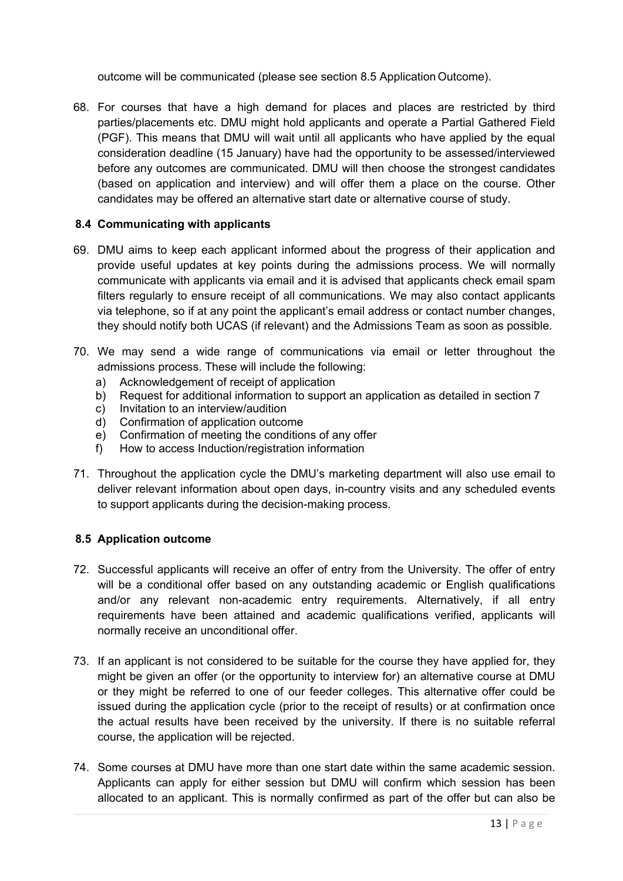outcome will be communicated (please see section 8.5 Application Outcome).

68. For courses that have a high demand for places and places are restricted by third parties/placements etc. DMU might hold applicants and operate a Partial Gathered Field (PGF). This means that DMU will wait until all applicants who have applied by the equal consideration deadline (15 January) have had the opportunity to be assessed/interviewed before any outcomes are communicated. DMU will then choose the strongest candidates (based on application and interview) and will offer them a place on the course. Other candidates may be offered an alternative start date or alternative course of study.

### 8.4 Communicating with applicants

69. DMU aims to keep each applicant informed about the progress of their application and provide useful updates at key points during the admissions process. We will normally communicate with applicants via email and it is advised that applicants check email spam filters regularly to ensure receipt of all communications. We may also contact applicants via telephone, so if at any point the applicant's email address or contact number changes, they should notify both UCAS (if relevant) and the Admissions Team as soon as possible.

70. We may send a wide range of communications via email or letter throughout the admissions process. These will include the following:
    a) Acknowledgement of receipt of application
    b) Request for additional information to support an application as detailed in section 7
    c) Invitation to an interview/audition
    d) Confirmation of application outcome
    e) Confirmation of meeting the conditions of any offer
    f) How to access Induction/registration information

71. Throughout the application cycle the DMU's marketing department will also use email to deliver relevant information about open days, in-country visits and any scheduled events to support applicants during the decision-making process.

### 8.5 Application outcome

72. Successful applicants will receive an offer of entry from the University. The offer of entry will be a conditional offer based on any outstanding academic or English qualifications and/or any relevant non-academic entry requirements. Alternatively, if all entry requirements have been attained and academic qualifications verified, applicants will normally receive an unconditional offer.

73. If an applicant is not considered to be suitable for the course they have applied for, they might be given an offer (or the opportunity to interview for) an alternative course at DMU or they might be referred to one of our feeder colleges. This alternative offer could be issued during the application cycle (prior to the receipt of results) or at confirmation once the actual results have been received by the university. If there is no suitable referral course, the application will be rejected.

74. Some courses at DMU have more than one start date within the same academic session. Applicants can apply for either session but DMU will confirm which session has been allocated to an applicant. This is normally confirmed as part of the offer but can also be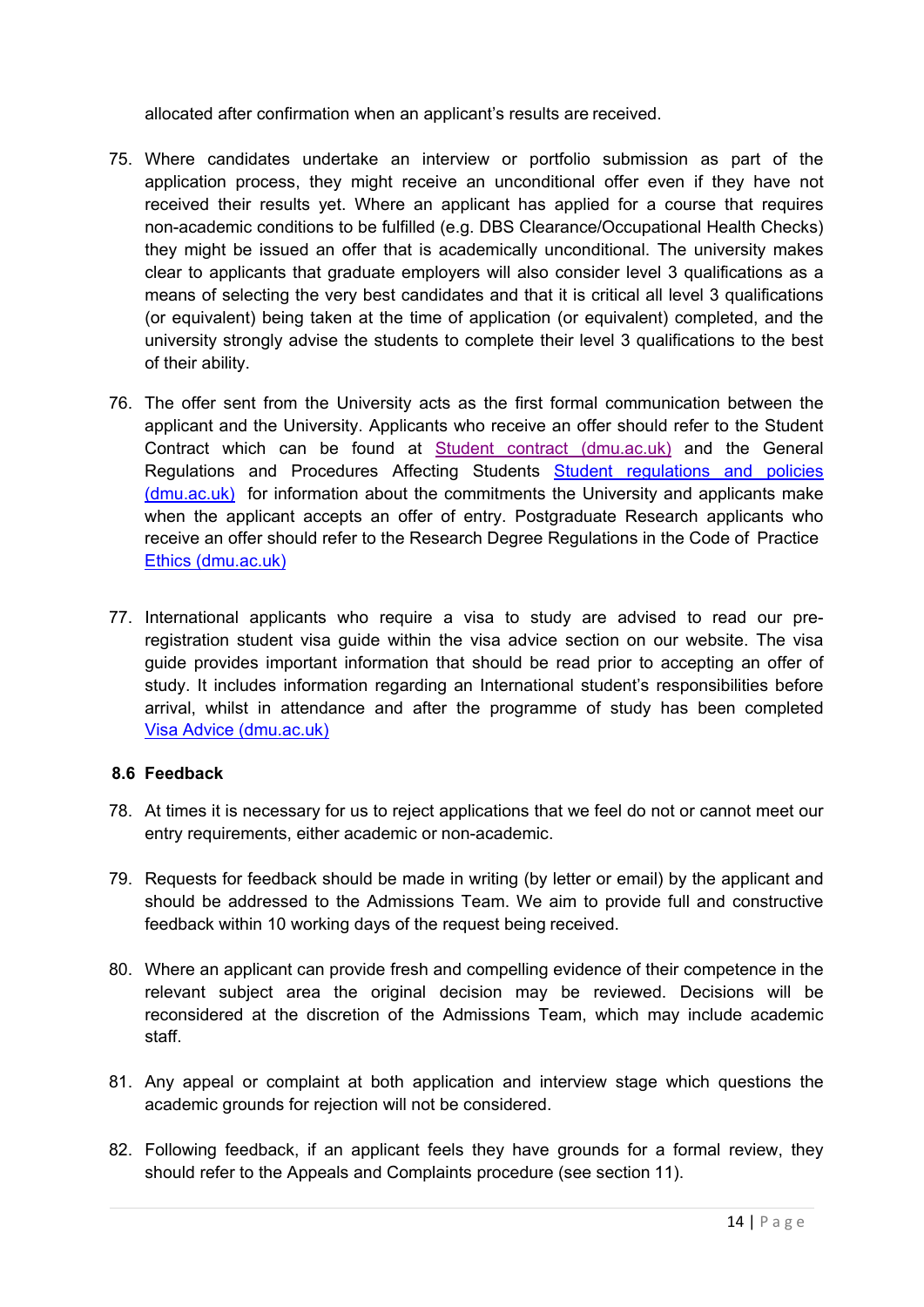allocated after confirmation when an applicant's results are received.

75. Where candidates undertake an interview or portfolio submission as part of the application process, they might receive an unconditional offer even if they have not received their results yet. Where an applicant has applied for a course that requires non-academic conditions to be fulfilled (e.g. DBS Clearance/Occupational Health Checks) they might be issued an offer that is academically unconditional. The university makes clear to applicants that graduate employers will also consider level 3 qualifications as a means of selecting the very best candidates and that it is critical all level 3 qualifications (or equivalent) being taken at the time of application (or equivalent) completed, and the university strongly advise the students to complete their level 3 qualifications to the best of their ability.

76. The offer sent from the University acts as the first formal communication between the applicant and the University. Applicants who receive an offer should refer to the Student Contract which can be found at [Student contract (dmu.ac.uk)] and the General Regulations and Procedures Affecting Students [Student regulations and policies (dmu.ac.uk)] for information about the commitments the University and applicants make when the applicant accepts an offer of entry. Postgraduate Research applicants who receive an offer should refer to the Research Degree Regulations in the Code of Practice [Ethics (dmu.ac.uk)]

77. International applicants who require a visa to study are advised to read our pre-registration student visa guide within the visa advice section on our website. The visa guide provides important information that should be read prior to accepting an offer of study. It includes information regarding an International student's responsibilities before arrival, whilst in attendance and after the programme of study has been completed [Visa Advice (dmu.ac.uk)]

### 8.6 Feedback

78. At times it is necessary for us to reject applications that we feel do not or cannot meet our entry requirements, either academic or non-academic.

79. Requests for feedback should be made in writing (by letter or email) by the applicant and should be addressed to the Admissions Team. We aim to provide full and constructive feedback within 10 working days of the request being received.

80. Where an applicant can provide fresh and compelling evidence of their competence in the relevant subject area the original decision may be reviewed. Decisions will be reconsidered at the discretion of the Admissions Team, which may include academic staff.

81. Any appeal or complaint at both application and interview stage which questions the academic grounds for rejection will not be considered.

82. Following feedback, if an applicant feels they have grounds for a formal review, they should refer to the Appeals and Complaints procedure (see section 11).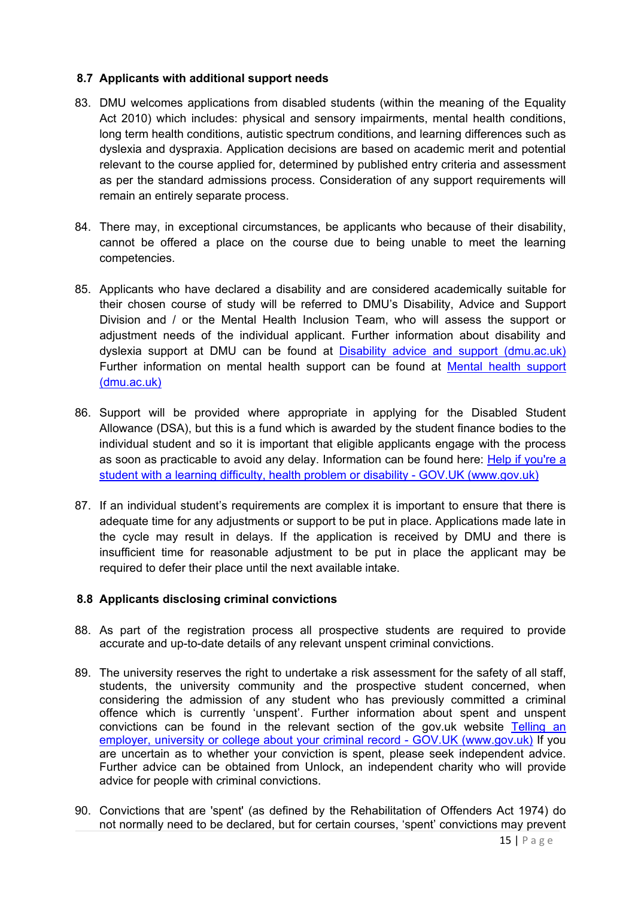### 8.7 Applicants with additional support needs

83. DMU welcomes applications from disabled students (within the meaning of the Equality Act 2010) which includes: physical and sensory impairments, mental health conditions, long term health conditions, autistic spectrum conditions, and learning differences such as dyslexia and dyspraxia. Application decisions are based on academic merit and potential relevant to the course applied for, determined by published entry criteria and assessment as per the standard admissions process. Consideration of any support requirements will remain an entirely separate process.

84. There may, in exceptional circumstances, be applicants who because of their disability, cannot be offered a place on the course due to being unable to meet the learning competencies.

85. Applicants who have declared a disability and are considered academically suitable for their chosen course of study will be referred to DMU's Disability, Advice and Support Division and / or the Mental Health Inclusion Team, who will assess the support or adjustment needs of the individual applicant. Further information about disability and dyslexia support at DMU can be found at [Disability advice and support (dmu.ac.uk)] Further information on mental health support can be found at [Mental health support (dmu.ac.uk)]

86. Support will be provided where appropriate in applying for the Disabled Student Allowance (DSA), but this is a fund which is awarded by the student finance bodies to the individual student and so it is important that eligible applicants engage with the process as soon as practicable to avoid any delay. Information can be found here: [Help if you're a student with a learning difficulty, health problem or disability - GOV.UK (www.gov.uk)]

87. If an individual student's requirements are complex it is important to ensure that there is adequate time for any adjustments or support to be put in place. Applications made late in the cycle may result in delays. If the application is received by DMU and there is insufficient time for reasonable adjustment to be put in place the applicant may be required to defer their place until the next available intake.

### 8.8 Applicants disclosing criminal convictions

88. As part of the registration process all prospective students are required to provide accurate and up-to-date details of any relevant unspent criminal convictions.

89. The university reserves the right to undertake a risk assessment for the safety of all staff, students, the university community and the prospective student concerned, when considering the admission of any student who has previously committed a criminal offence which is currently 'unspent'. Further information about spent and unspent convictions can be found in the relevant section of the gov.uk website [Telling an employer, university or college about your criminal record - GOV.UK (www.gov.uk)] If you are uncertain as to whether your conviction is spent, please seek independent advice. Further advice can be obtained from Unlock, an independent charity who will provide advice for people with criminal convictions.

90. Convictions that are 'spent' (as defined by the Rehabilitation of Offenders Act 1974) do not normally need to be declared, but for certain courses, 'spent' convictions may prevent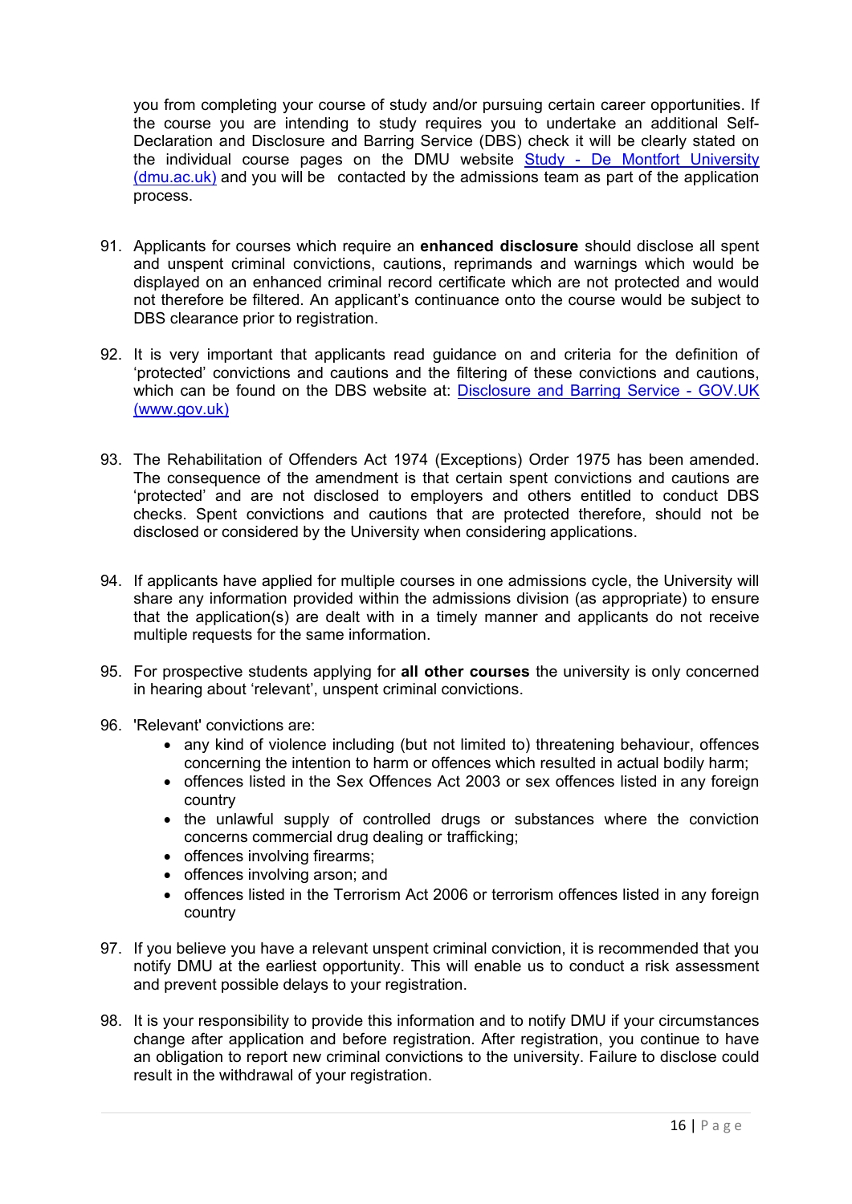you from completing your course of study and/or pursuing certain career opportunities. If the course you are intending to study requires you to undertake an additional Self-Declaration and Disclosure and Barring Service (DBS) check it will be clearly stated on the individual course pages on the DMU website [Study - De Montfort University (dmu.ac.uk)](https://www.dmu.ac.uk) and you will be contacted by the admissions team as part of the application process.

91. Applicants for courses which require an **enhanced disclosure** should disclose all spent and unspent criminal convictions, cautions, reprimands and warnings which would be displayed on an enhanced criminal record certificate which are not protected and would not therefore be filtered. An applicant's continuance onto the course would be subject to DBS clearance prior to registration.

92. It is very important that applicants read guidance on and criteria for the definition of 'protected' convictions and cautions and the filtering of these convictions and cautions, which can be found on the DBS website at: [Disclosure and Barring Service - GOV.UK (www.gov.uk)](https://www.gov.uk)

93. The Rehabilitation of Offenders Act 1974 (Exceptions) Order 1975 has been amended. The consequence of the amendment is that certain spent convictions and cautions are 'protected' and are not disclosed to employers and others entitled to conduct DBS checks. Spent convictions and cautions that are protected therefore, should not be disclosed or considered by the University when considering applications.

94. If applicants have applied for multiple courses in one admissions cycle, the University will share any information provided within the admissions division (as appropriate) to ensure that the application(s) are dealt with in a timely manner and applicants do not receive multiple requests for the same information.

95. For prospective students applying for **all other courses** the university is only concerned in hearing about 'relevant', unspent criminal convictions.

96. 'Relevant' convictions are:
    - any kind of violence including (but not limited to) threatening behaviour, offences concerning the intention to harm or offences which resulted in actual bodily harm;
    - offences listed in the Sex Offences Act 2003 or sex offences listed in any foreign country
    - the unlawful supply of controlled drugs or substances where the conviction concerns commercial drug dealing or trafficking;
    - offences involving firearms;
    - offences involving arson; and
    - offences listed in the Terrorism Act 2006 or terrorism offences listed in any foreign country

97. If you believe you have a relevant unspent criminal conviction, it is recommended that you notify DMU at the earliest opportunity. This will enable us to conduct a risk assessment and prevent possible delays to your registration.

98. It is your responsibility to provide this information and to notify DMU if your circumstances change after application and before registration. After registration, you continue to have an obligation to report new criminal convictions to the university. Failure to disclose could result in the withdrawal of your registration.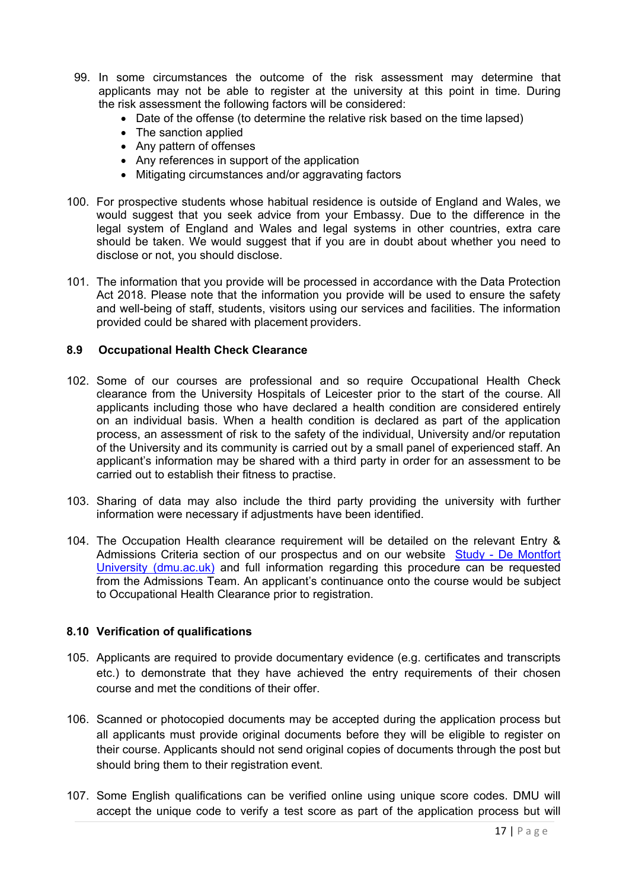99. In some circumstances the outcome of the risk assessment may determine that applicants may not be able to register at the university at this point in time. During the risk assessment the following factors will be considered:
    - Date of the offense (to determine the relative risk based on the time lapsed)
    - The sanction applied
    - Any pattern of offenses
    - Any references in support of the application
    - Mitigating circumstances and/or aggravating factors

100. For prospective students whose habitual residence is outside of England and Wales, we would suggest that you seek advice from your Embassy. Due to the difference in the legal system of England and Wales and legal systems in other countries, extra care should be taken. We would suggest that if you are in doubt about whether you need to disclose or not, you should disclose.

101. The information that you provide will be processed in accordance with the Data Protection Act 2018. Please note that the information you provide will be used to ensure the safety and well-being of staff, students, visitors using our services and facilities. The information provided could be shared with placement providers.

### 8.9 Occupational Health Check Clearance

102. Some of our courses are professional and so require Occupational Health Check clearance from the University Hospitals of Leicester prior to the start of the course. All applicants including those who have declared a health condition are considered entirely on an individual basis. When a health condition is declared as part of the application process, an assessment of risk to the safety of the individual, University and/or reputation of the University and its community is carried out by a small panel of experienced staff. An applicant's information may be shared with a third party in order for an assessment to be carried out to establish their fitness to practise.

103. Sharing of data may also include the third party providing the university with further information were necessary if adjustments have been identified.

104. The Occupation Health clearance requirement will be detailed on the relevant Entry & Admissions Criteria section of our prospectus and on our website [Study - De Montfort University (dmu.ac.uk)](dmu.ac.uk) and full information regarding this procedure can be requested from the Admissions Team. An applicant's continuance onto the course would be subject to Occupational Health Clearance prior to registration.

### 8.10 Verification of qualifications

105. Applicants are required to provide documentary evidence (e.g. certificates and transcripts etc.) to demonstrate that they have achieved the entry requirements of their chosen course and met the conditions of their offer.

106. Scanned or photocopied documents may be accepted during the application process but all applicants must provide original documents before they will be eligible to register on their course. Applicants should not send original copies of documents through the post but should bring them to their registration event.

107. Some English qualifications can be verified online using unique score codes. DMU will accept the unique code to verify a test score as part of the application process but will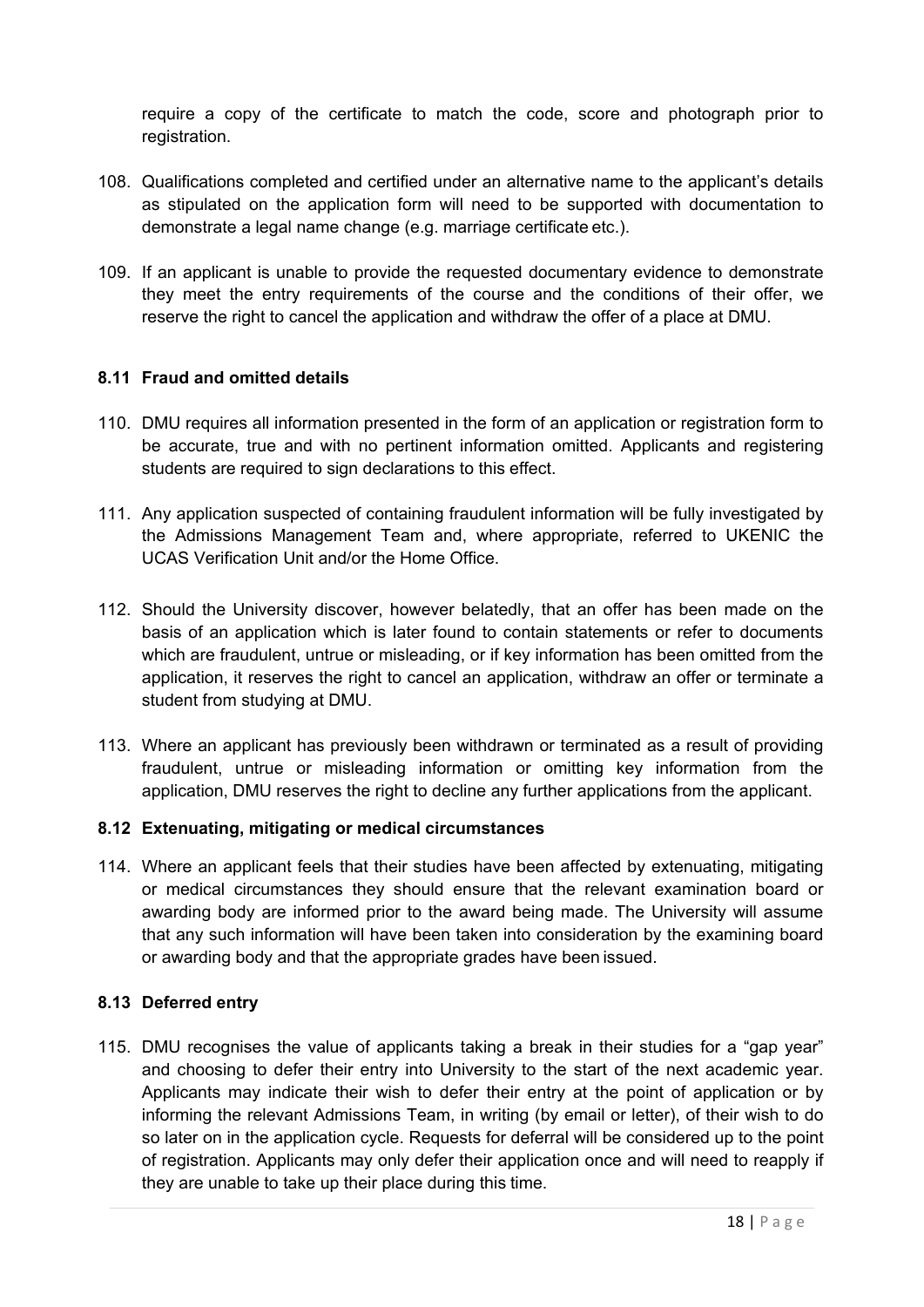require a copy of the certificate to match the code, score and photograph prior to registration.

108. Qualifications completed and certified under an alternative name to the applicant's details as stipulated on the application form will need to be supported with documentation to demonstrate a legal name change (e.g. marriage certificate etc.).

109. If an applicant is unable to provide the requested documentary evidence to demonstrate they meet the entry requirements of the course and the conditions of their offer, we reserve the right to cancel the application and withdraw the offer of a place at DMU.

### 8.11 Fraud and omitted details

110. DMU requires all information presented in the form of an application or registration form to be accurate, true and with no pertinent information omitted. Applicants and registering students are required to sign declarations to this effect.

111. Any application suspected of containing fraudulent information will be fully investigated by the Admissions Management Team and, where appropriate, referred to UKENIC the UCAS Verification Unit and/or the Home Office.

112. Should the University discover, however belatedly, that an offer has been made on the basis of an application which is later found to contain statements or refer to documents which are fraudulent, untrue or misleading, or if key information has been omitted from the application, it reserves the right to cancel an application, withdraw an offer or terminate a student from studying at DMU.

113. Where an applicant has previously been withdrawn or terminated as a result of providing fraudulent, untrue or misleading information or omitting key information from the application, DMU reserves the right to decline any further applications from the applicant.

### 8.12 Extenuating, mitigating or medical circumstances

114. Where an applicant feels that their studies have been affected by extenuating, mitigating or medical circumstances they should ensure that the relevant examination board or awarding body are informed prior to the award being made. The University will assume that any such information will have been taken into consideration by the examining board or awarding body and that the appropriate grades have been issued.

### 8.13 Deferred entry

115. DMU recognises the value of applicants taking a break in their studies for a "gap year" and choosing to defer their entry into University to the start of the next academic year. Applicants may indicate their wish to defer their entry at the point of application or by informing the relevant Admissions Team, in writing (by email or letter), of their wish to do so later on in the application cycle. Requests for deferral will be considered up to the point of registration. Applicants may only defer their application once and will need to reapply if they are unable to take up their place during this time.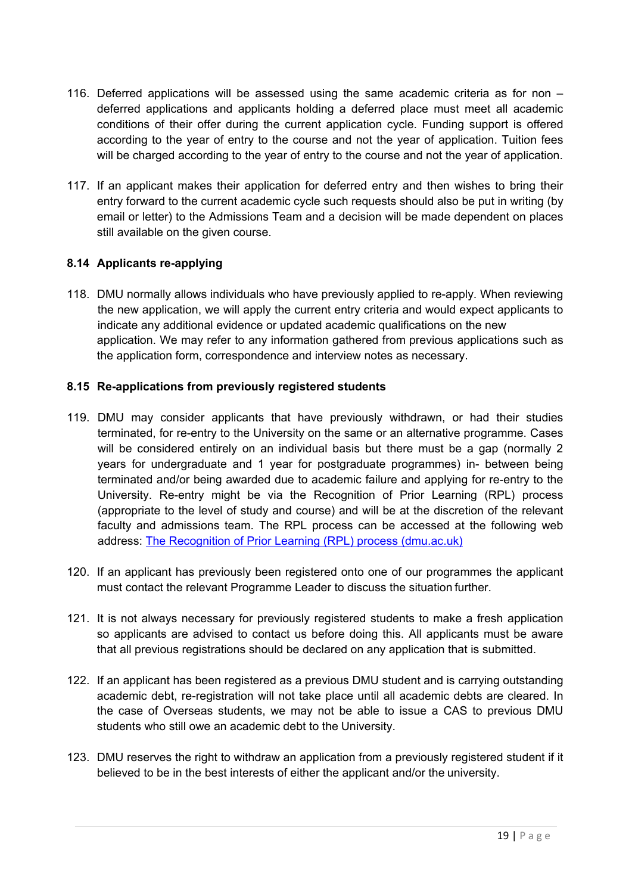116. Deferred applications will be assessed using the same academic criteria as for non – deferred applications and applicants holding a deferred place must meet all academic conditions of their offer during the current application cycle. Funding support is offered according to the year of entry to the course and not the year of application. Tuition fees will be charged according to the year of entry to the course and not the year of application.

117. If an applicant makes their application for deferred entry and then wishes to bring their entry forward to the current academic cycle such requests should also be put in writing (by email or letter) to the Admissions Team and a decision will be made dependent on places still available on the given course.

### 8.14 Applicants re-applying

118. DMU normally allows individuals who have previously applied to re-apply. When reviewing the new application, we will apply the current entry criteria and would expect applicants to indicate any additional evidence or updated academic qualifications on the new application. We may refer to any information gathered from previous applications such as the application form, correspondence and interview notes as necessary.

### 8.15 Re-applications from previously registered students

119. DMU may consider applicants that have previously withdrawn, or had their studies terminated, for re-entry to the University on the same or an alternative programme. Cases will be considered entirely on an individual basis but there must be a gap (normally 2 years for undergraduate and 1 year for postgraduate programmes) in- between being terminated and/or being awarded due to academic failure and applying for re-entry to the University. Re-entry might be via the Recognition of Prior Learning (RPL) process (appropriate to the level of study and course) and will be at the discretion of the relevant faculty and admissions team. The RPL process can be accessed at the following web address: [The Recognition of Prior Learning (RPL) process (dmu.ac.uk)]

120. If an applicant has previously been registered onto one of our programmes the applicant must contact the relevant Programme Leader to discuss the situation further.

121. It is not always necessary for previously registered students to make a fresh application so applicants are advised to contact us before doing this. All applicants must be aware that all previous registrations should be declared on any application that is submitted.

122. If an applicant has been registered as a previous DMU student and is carrying outstanding academic debt, re-registration will not take place until all academic debts are cleared. In the case of Overseas students, we may not be able to issue a CAS to previous DMU students who still owe an academic debt to the University.

123. DMU reserves the right to withdraw an application from a previously registered student if it believed to be in the best interests of either the applicant and/or the university.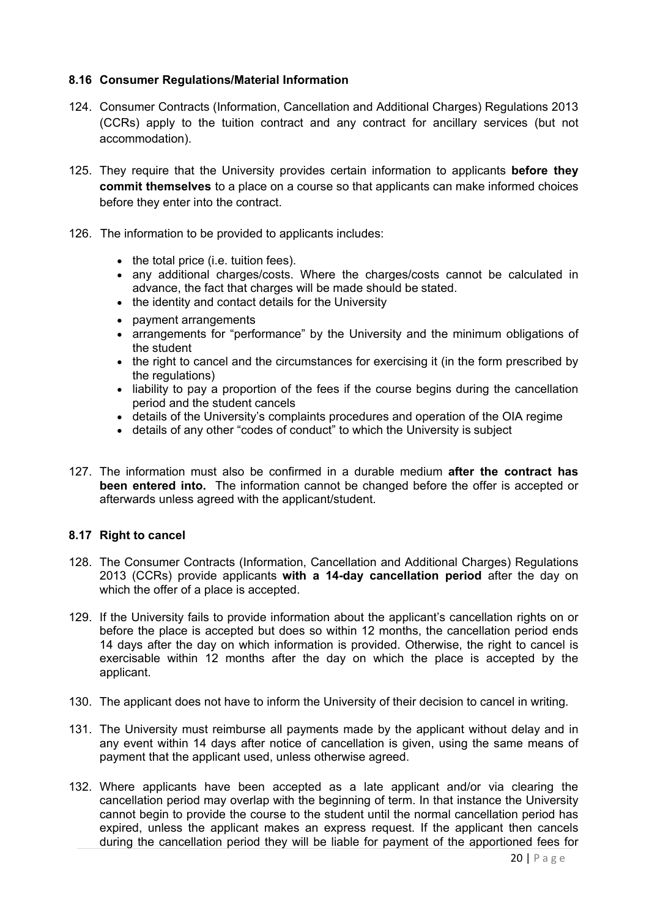### 8.16 Consumer Regulations/Material Information

124. Consumer Contracts (Information, Cancellation and Additional Charges) Regulations 2013 (CCRs) apply to the tuition contract and any contract for ancillary services (but not accommodation).

125. They require that the University provides certain information to applicants **before they commit themselves** to a place on a course so that applicants can make informed choices before they enter into the contract.

126. The information to be provided to applicants includes:

    - the total price (i.e. tuition fees).
    - any additional charges/costs. Where the charges/costs cannot be calculated in advance, the fact that charges will be made should be stated.
    - the identity and contact details for the University
    - payment arrangements
    - arrangements for "performance" by the University and the minimum obligations of the student
    - the right to cancel and the circumstances for exercising it (in the form prescribed by the regulations)
    - liability to pay a proportion of the fees if the course begins during the cancellation period and the student cancels
    - details of the University's complaints procedures and operation of the OIA regime
    - details of any other "codes of conduct" to which the University is subject

127. The information must also be confirmed in a durable medium **after the contract has been entered into.** The information cannot be changed before the offer is accepted or afterwards unless agreed with the applicant/student.

### 8.17 Right to cancel

128. The Consumer Contracts (Information, Cancellation and Additional Charges) Regulations 2013 (CCRs) provide applicants **with a 14-day cancellation period** after the day on which the offer of a place is accepted.

129. If the University fails to provide information about the applicant's cancellation rights on or before the place is accepted but does so within 12 months, the cancellation period ends 14 days after the day on which information is provided. Otherwise, the right to cancel is exercisable within 12 months after the day on which the place is accepted by the applicant.

130. The applicant does not have to inform the University of their decision to cancel in writing.

131. The University must reimburse all payments made by the applicant without delay and in any event within 14 days after notice of cancellation is given, using the same means of payment that the applicant used, unless otherwise agreed.

132. Where applicants have been accepted as a late applicant and/or via clearing the cancellation period may overlap with the beginning of term. In that instance the University cannot begin to provide the course to the student until the normal cancellation period has expired, unless the applicant makes an express request. If the applicant then cancels during the cancellation period they will be liable for payment of the apportioned fees for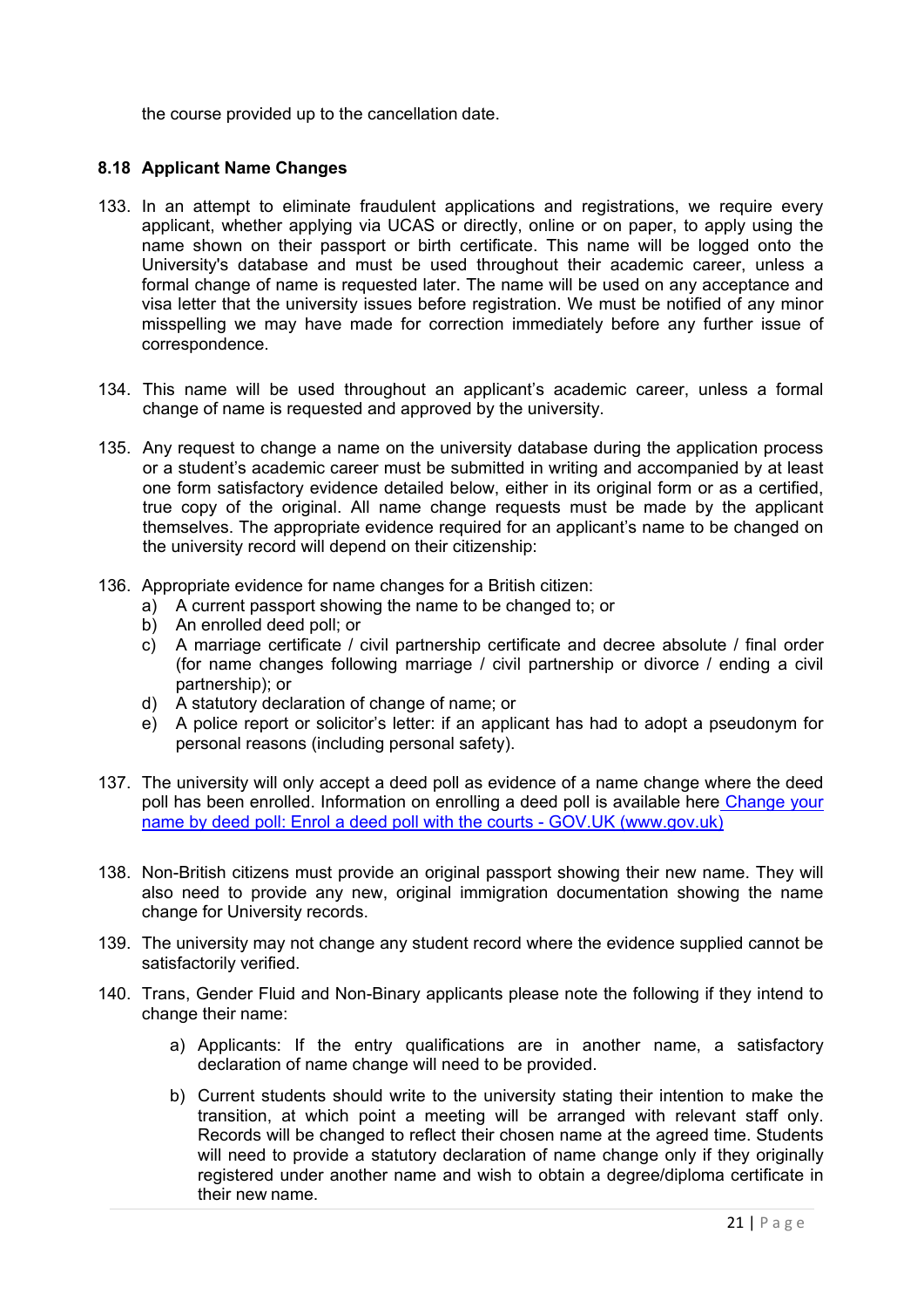the course provided up to the cancellation date.

### 8.18 Applicant Name Changes

133. In an attempt to eliminate fraudulent applications and registrations, we require every applicant, whether applying via UCAS or directly, online or on paper, to apply using the name shown on their passport or birth certificate. This name will be logged onto the University's database and must be used throughout their academic career, unless a formal change of name is requested later. The name will be used on any acceptance and visa letter that the university issues before registration. We must be notified of any minor misspelling we may have made for correction immediately before any further issue of correspondence.

134. This name will be used throughout an applicant's academic career, unless a formal change of name is requested and approved by the university.

135. Any request to change a name on the university database during the application process or a student's academic career must be submitted in writing and accompanied by at least one form satisfactory evidence detailed below, either in its original form or as a certified, true copy of the original. All name change requests must be made by the applicant themselves. The appropriate evidence required for an applicant's name to be changed on the university record will depend on their citizenship:

136. Appropriate evidence for name changes for a British citizen:
    a) A current passport showing the name to be changed to; or
    b) An enrolled deed poll; or
    c) A marriage certificate / civil partnership certificate and decree absolute / final order (for name changes following marriage / civil partnership or divorce / ending a civil partnership); or
    d) A statutory declaration of change of name; or
    e) A police report or solicitor's letter: if an applicant has had to adopt a pseudonym for personal reasons (including personal safety).

137. The university will only accept a deed poll as evidence of a name change where the deed poll has been enrolled. Information on enrolling a deed poll is available here [Change your name by deed poll: Enrol a deed poll with the courts - GOV.UK (www.gov.uk)](https://www.gov.uk)

138. Non-British citizens must provide an original passport showing their new name. They will also need to provide any new, original immigration documentation showing the name change for University records.

139. The university may not change any student record where the evidence supplied cannot be satisfactorily verified.

140. Trans, Gender Fluid and Non-Binary applicants please note the following if they intend to change their name:

    a) Applicants: If the entry qualifications are in another name, a satisfactory declaration of name change will need to be provided.

    b) Current students should write to the university stating their intention to make the transition, at which point a meeting will be arranged with relevant staff only. Records will be changed to reflect their chosen name at the agreed time. Students will need to provide a statutory declaration of name change only if they originally registered under another name and wish to obtain a degree/diploma certificate in their new name.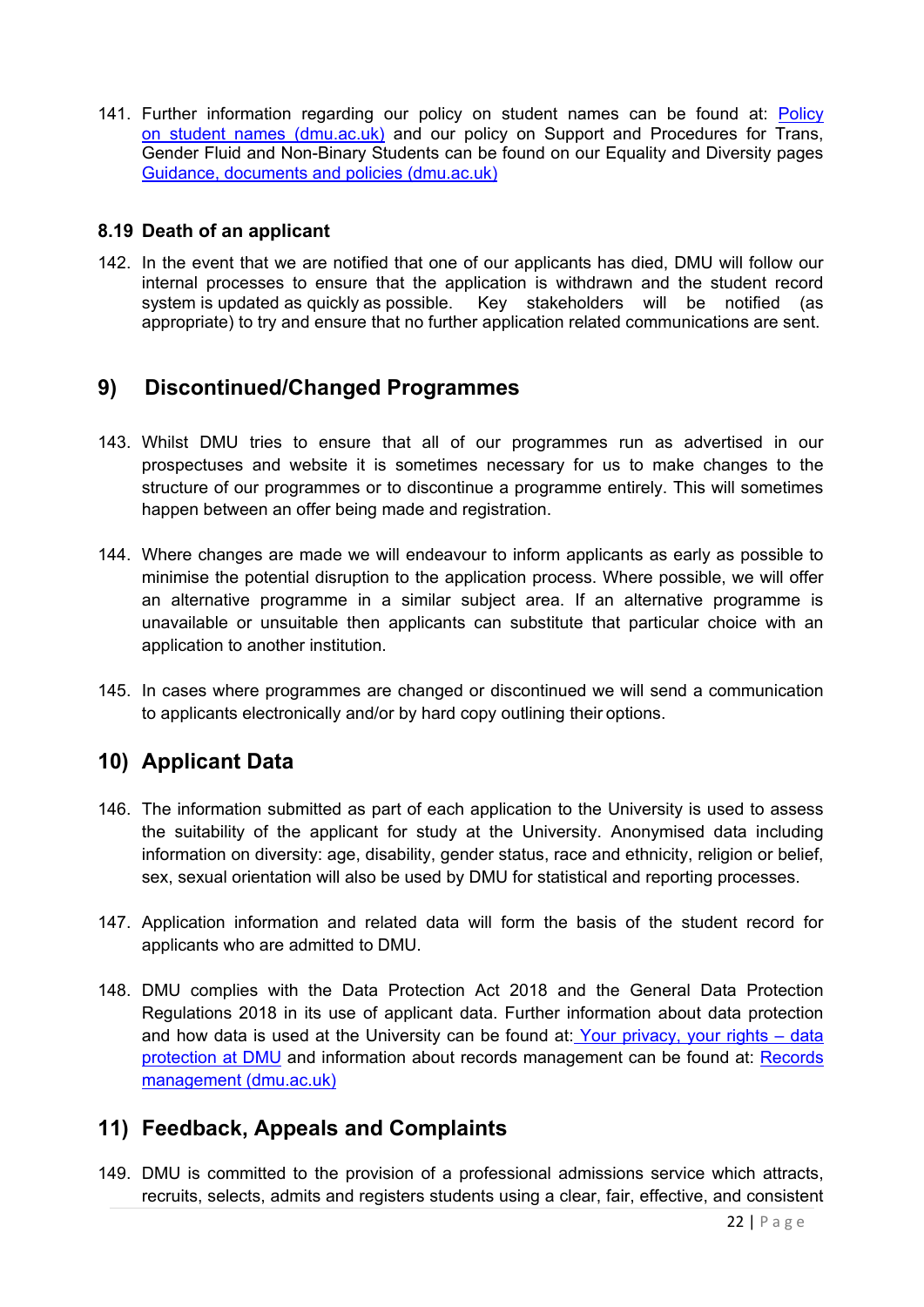141. Further information regarding our policy on student names can be found at: [Policy on student names (dmu.ac.uk)]() and our policy on Support and Procedures for Trans, Gender Fluid and Non-Binary Students can be found on our Equality and Diversity pages [Guidance, documents and policies (dmu.ac.uk)]()

### 8.19 Death of an applicant

142. In the event that we are notified that one of our applicants has died, DMU will follow our internal processes to ensure that the application is withdrawn and the student record system is updated as quickly as possible. Key stakeholders will be notified (as appropriate) to try and ensure that no further application related communications are sent.

## 9) Discontinued/Changed Programmes

143. Whilst DMU tries to ensure that all of our programmes run as advertised in our prospectuses and website it is sometimes necessary for us to make changes to the structure of our programmes or to discontinue a programme entirely. This will sometimes happen between an offer being made and registration.

144. Where changes are made we will endeavour to inform applicants as early as possible to minimise the potential disruption to the application process. Where possible, we will offer an alternative programme in a similar subject area. If an alternative programme is unavailable or unsuitable then applicants can substitute that particular choice with an application to another institution.

145. In cases where programmes are changed or discontinued we will send a communication to applicants electronically and/or by hard copy outlining their options.

## 10) Applicant Data

146. The information submitted as part of each application to the University is used to assess the suitability of the applicant for study at the University. Anonymised data including information on diversity: age, disability, gender status, race and ethnicity, religion or belief, sex, sexual orientation will also be used by DMU for statistical and reporting processes.

147. Application information and related data will form the basis of the student record for applicants who are admitted to DMU.

148. DMU complies with the Data Protection Act 2018 and the General Data Protection Regulations 2018 in its use of applicant data. Further information about data protection and how data is used at the University can be found at: [Your privacy, your rights – data protection at DMU]() and information about records management can be found at: [Records management (dmu.ac.uk)]()

## 11) Feedback, Appeals and Complaints

149. DMU is committed to the provision of a professional admissions service which attracts, recruits, selects, admits and registers students using a clear, fair, effective, and consistent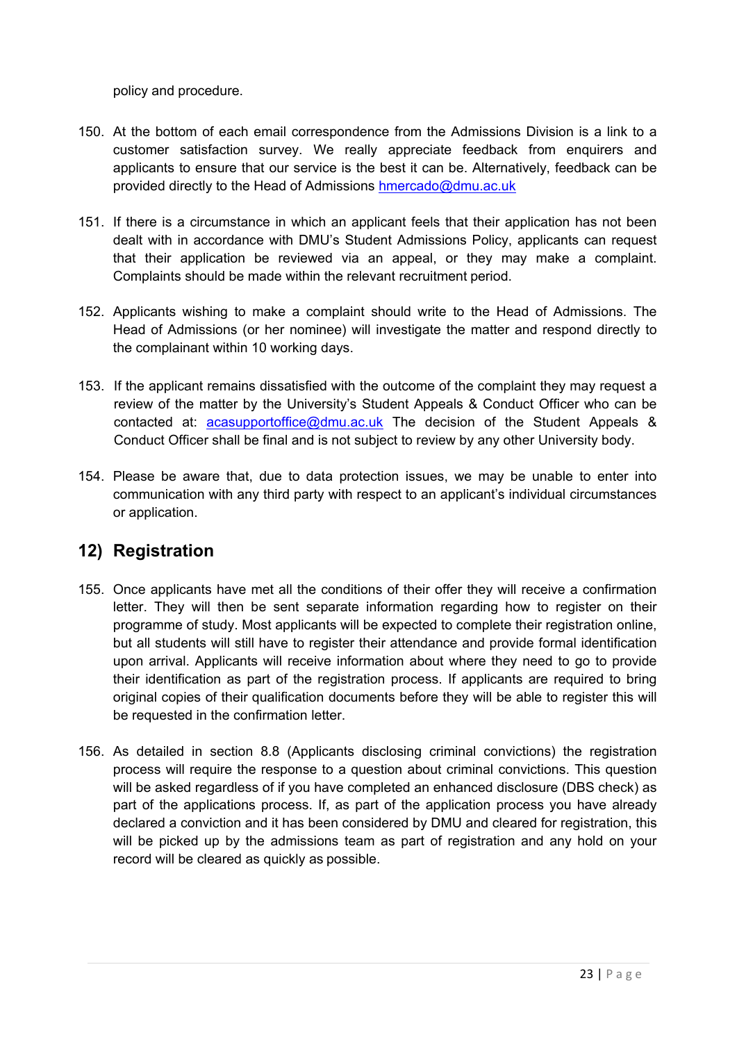policy and procedure.

150. At the bottom of each email correspondence from the Admissions Division is a link to a customer satisfaction survey. We really appreciate feedback from enquirers and applicants to ensure that our service is the best it can be. Alternatively, feedback can be provided directly to the Head of Admissions hmercado@dmu.ac.uk

151. If there is a circumstance in which an applicant feels that their application has not been dealt with in accordance with DMU's Student Admissions Policy, applicants can request that their application be reviewed via an appeal, or they may make a complaint. Complaints should be made within the relevant recruitment period.

152. Applicants wishing to make a complaint should write to the Head of Admissions. The Head of Admissions (or her nominee) will investigate the matter and respond directly to the complainant within 10 working days.

153. If the applicant remains dissatisfied with the outcome of the complaint they may request a review of the matter by the University's Student Appeals & Conduct Officer who can be contacted at: acasupportoffice@dmu.ac.uk The decision of the Student Appeals & Conduct Officer shall be final and is not subject to review by any other University body.

154. Please be aware that, due to data protection issues, we may be unable to enter into communication with any third party with respect to an applicant's individual circumstances or application.

## 12) Registration

155. Once applicants have met all the conditions of their offer they will receive a confirmation letter. They will then be sent separate information regarding how to register on their programme of study. Most applicants will be expected to complete their registration online, but all students will still have to register their attendance and provide formal identification upon arrival. Applicants will receive information about where they need to go to provide their identification as part of the registration process. If applicants are required to bring original copies of their qualification documents before they will be able to register this will be requested in the confirmation letter.

156. As detailed in section 8.8 (Applicants disclosing criminal convictions) the registration process will require the response to a question about criminal convictions. This question will be asked regardless of if you have completed an enhanced disclosure (DBS check) as part of the applications process. If, as part of the application process you have already declared a conviction and it has been considered by DMU and cleared for registration, this will be picked up by the admissions team as part of registration and any hold on your record will be cleared as quickly as possible.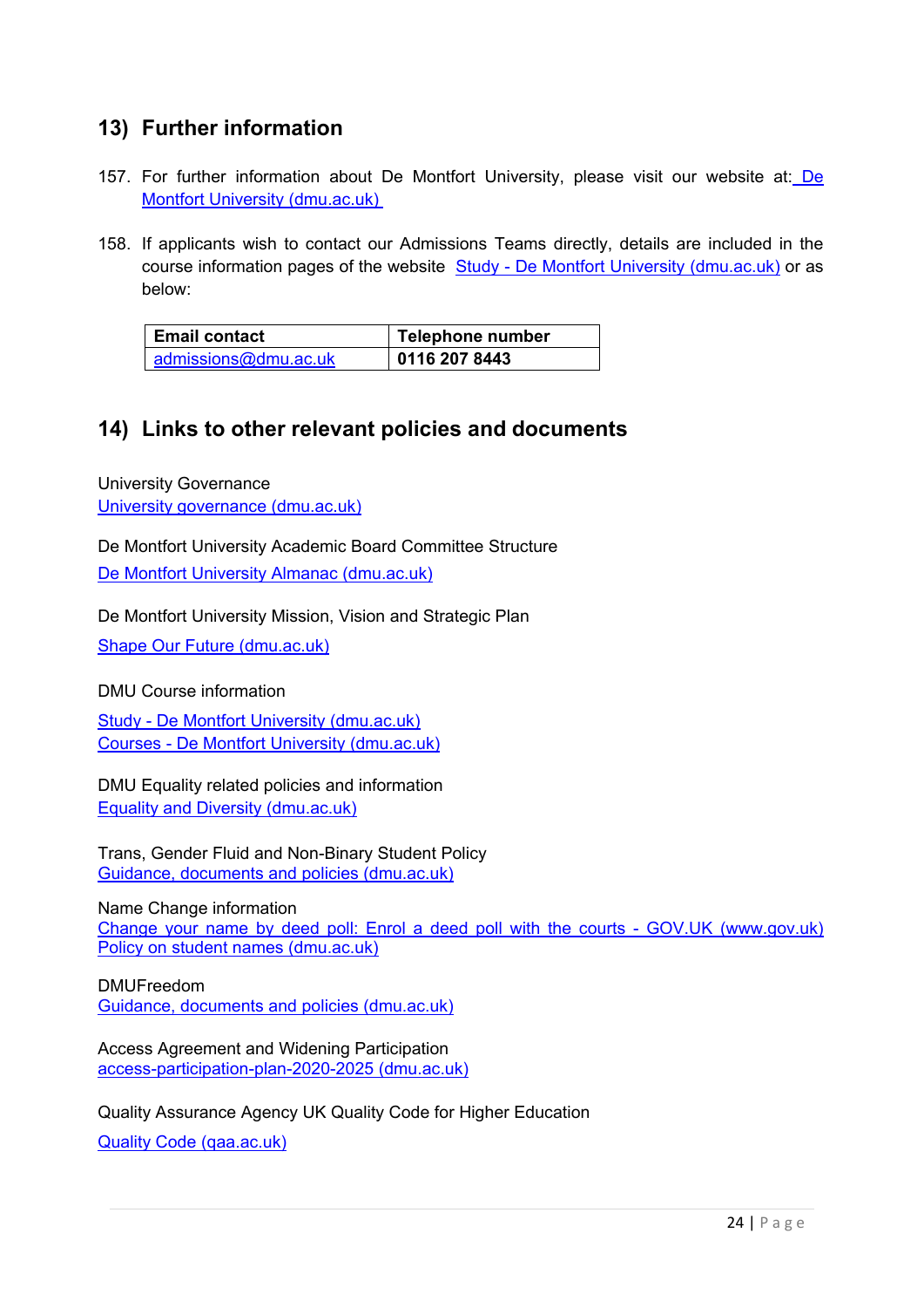## 13) Further information

157. For further information about De Montfort University, please visit our website at: De Montfort University (dmu.ac.uk)

158. If applicants wish to contact our Admissions Teams directly, details are included in the course information pages of the website Study - De Montfort University (dmu.ac.uk) or as below:

| Email contact | Telephone number |
|---|---|
| admissions@dmu.ac.uk | **0116 207 8443** |

## 14) Links to other relevant policies and documents

University Governance
University governance (dmu.ac.uk)

De Montfort University Academic Board Committee Structure
De Montfort University Almanac (dmu.ac.uk)

De Montfort University Mission, Vision and Strategic Plan
Shape Our Future (dmu.ac.uk)

DMU Course information
Study - De Montfort University (dmu.ac.uk)
Courses - De Montfort University (dmu.ac.uk)

DMU Equality related policies and information
Equality and Diversity (dmu.ac.uk)

Trans, Gender Fluid and Non-Binary Student Policy
Guidance, documents and policies (dmu.ac.uk)

Name Change information
Change your name by deed poll: Enrol a deed poll with the courts - GOV.UK (www.gov.uk)
Policy on student names (dmu.ac.uk)

DMUFreedom
Guidance, documents and policies (dmu.ac.uk)

Access Agreement and Widening Participation
access-participation-plan-2020-2025 (dmu.ac.uk)

Quality Assurance Agency UK Quality Code for Higher Education
Quality Code (qaa.ac.uk)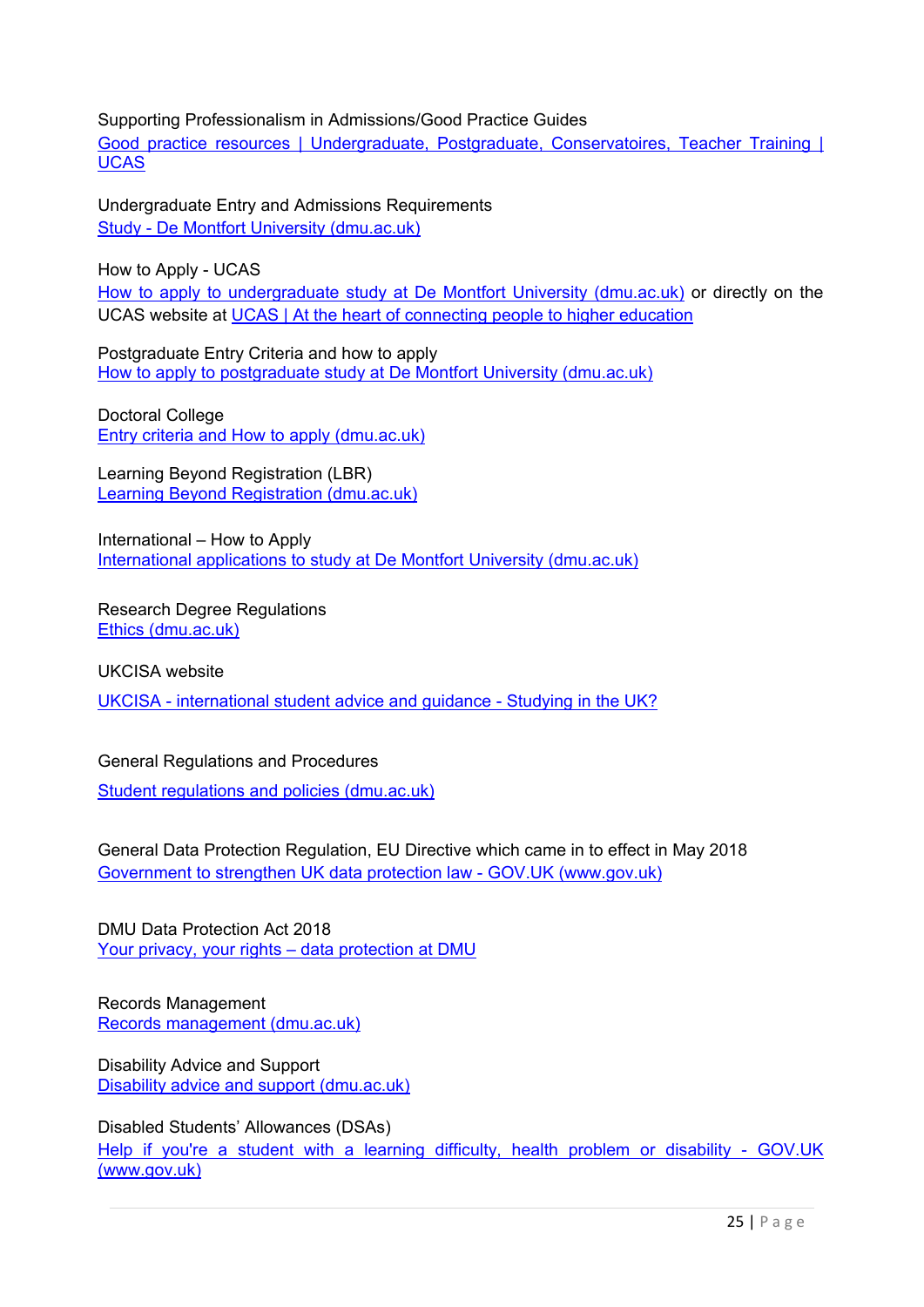Supporting Professionalism in Admissions/Good Practice Guides
Good practice resources | Undergraduate, Postgraduate, Conservatoires, Teacher Training | UCAS

Undergraduate Entry and Admissions Requirements
Study - De Montfort University (dmu.ac.uk)

How to Apply - UCAS
How to apply to undergraduate study at De Montfort University (dmu.ac.uk) or directly on the UCAS website at UCAS | At the heart of connecting people to higher education

Postgraduate Entry Criteria and how to apply
How to apply to postgraduate study at De Montfort University (dmu.ac.uk)

Doctoral College
Entry criteria and How to apply (dmu.ac.uk)

Learning Beyond Registration (LBR)
Learning Beyond Registration (dmu.ac.uk)

International – How to Apply
International applications to study at De Montfort University (dmu.ac.uk)

Research Degree Regulations
Ethics (dmu.ac.uk)

UKCISA website

UKCISA - international student advice and guidance - Studying in the UK?

General Regulations and Procedures

Student regulations and policies (dmu.ac.uk)

General Data Protection Regulation, EU Directive which came in to effect in May 2018
Government to strengthen UK data protection law - GOV.UK (www.gov.uk)

DMU Data Protection Act 2018
Your privacy, your rights – data protection at DMU

Records Management
Records management (dmu.ac.uk)

Disability Advice and Support
Disability advice and support (dmu.ac.uk)

Disabled Students' Allowances (DSAs)
Help if you're a student with a learning difficulty, health problem or disability - GOV.UK (www.gov.uk)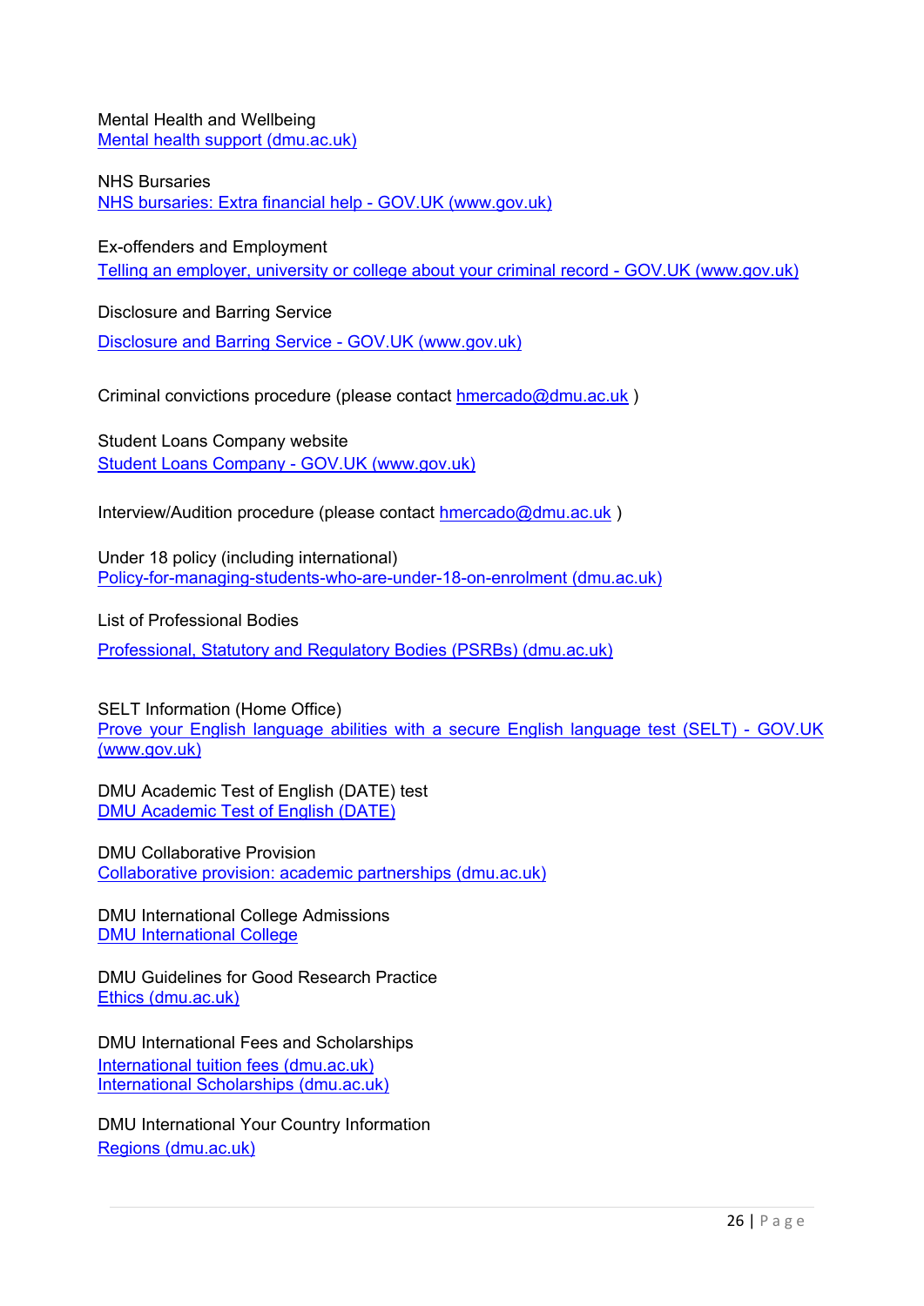Mental Health and Wellbeing
Mental health support (dmu.ac.uk)

NHS Bursaries
NHS bursaries: Extra financial help - GOV.UK (www.gov.uk)

Ex-offenders and Employment
Telling an employer, university or college about your criminal record - GOV.UK (www.gov.uk)

Disclosure and Barring Service
Disclosure and Barring Service - GOV.UK (www.gov.uk)

Criminal convictions procedure (please contact hmercado@dmu.ac.uk )

Student Loans Company website
Student Loans Company - GOV.UK (www.gov.uk)

Interview/Audition procedure (please contact hmercado@dmu.ac.uk )

Under 18 policy (including international)
Policy-for-managing-students-who-are-under-18-on-enrolment (dmu.ac.uk)

List of Professional Bodies
Professional, Statutory and Regulatory Bodies (PSRBs) (dmu.ac.uk)

SELT Information (Home Office)
Prove your English language abilities with a secure English language test (SELT) - GOV.UK (www.gov.uk)

DMU Academic Test of English (DATE) test
DMU Academic Test of English (DATE)

DMU Collaborative Provision
Collaborative provision: academic partnerships (dmu.ac.uk)

DMU International College Admissions
DMU International College

DMU Guidelines for Good Research Practice
Ethics (dmu.ac.uk)

DMU International Fees and Scholarships
International tuition fees (dmu.ac.uk)
International Scholarships (dmu.ac.uk)

DMU International Your Country Information
Regions (dmu.ac.uk)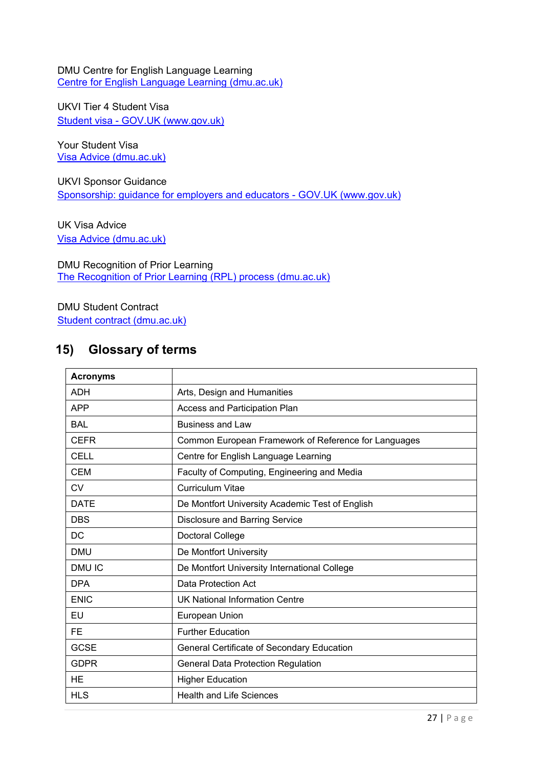DMU Centre for English Language Learning
[Centre for English Language Learning (dmu.ac.uk)]

UKVI Tier 4 Student Visa
[Student visa - GOV.UK (www.gov.uk)]

Your Student Visa
[Visa Advice (dmu.ac.uk)]

UKVI Sponsor Guidance
[Sponsorship: guidance for employers and educators - GOV.UK (www.gov.uk)]

UK Visa Advice
[Visa Advice (dmu.ac.uk)]

DMU Recognition of Prior Learning
[The Recognition of Prior Learning (RPL) process (dmu.ac.uk)]

DMU Student Contract
[Student contract (dmu.ac.uk)]

## 15) Glossary of terms

| Acronyms | |
|---|---|
| ADH | Arts, Design and Humanities |
| APP | Access and Participation Plan |
| BAL | Business and Law |
| CEFR | Common European Framework of Reference for Languages |
| CELL | Centre for English Language Learning |
| CEM | Faculty of Computing, Engineering and Media |
| CV | Curriculum Vitae |
| DATE | De Montfort University Academic Test of English |
| DBS | Disclosure and Barring Service |
| DC | Doctoral College |
| DMU | De Montfort University |
| DMU IC | De Montfort University International College |
| DPA | Data Protection Act |
| ENIC | UK National Information Centre |
| EU | European Union |
| FE | Further Education |
| GCSE | General Certificate of Secondary Education |
| GDPR | General Data Protection Regulation |
| HE | Higher Education |
| HLS | Health and Life Sciences |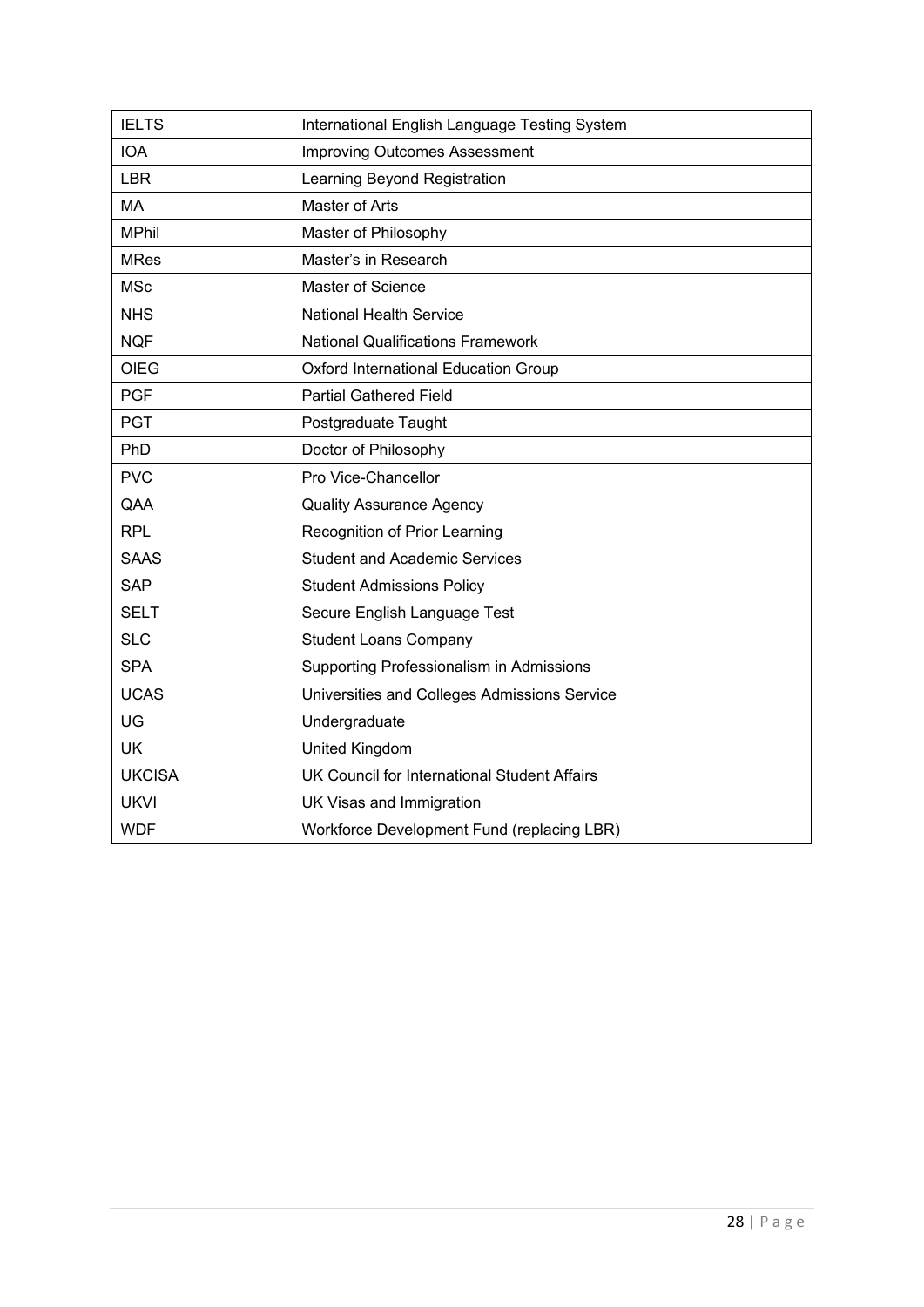| | |
|---|---|
| IELTS | International English Language Testing System |
| IOA | Improving Outcomes Assessment |
| LBR | Learning Beyond Registration |
| MA | Master of Arts |
| MPhil | Master of Philosophy |
| MRes | Master's in Research |
| MSc | Master of Science |
| NHS | National Health Service |
| NQF | National Qualifications Framework |
| OIEG | Oxford International Education Group |
| PGF | Partial Gathered Field |
| PGT | Postgraduate Taught |
| PhD | Doctor of Philosophy |
| PVC | Pro Vice-Chancellor |
| QAA | Quality Assurance Agency |
| RPL | Recognition of Prior Learning |
| SAAS | Student and Academic Services |
| SAP | Student Admissions Policy |
| SELT | Secure English Language Test |
| SLC | Student Loans Company |
| SPA | Supporting Professionalism in Admissions |
| UCAS | Universities and Colleges Admissions Service |
| UG | Undergraduate |
| UK | United Kingdom |
| UKCISA | UK Council for International Student Affairs |
| UKVI | UK Visas and Immigration |
| WDF | Workforce Development Fund (replacing LBR) |